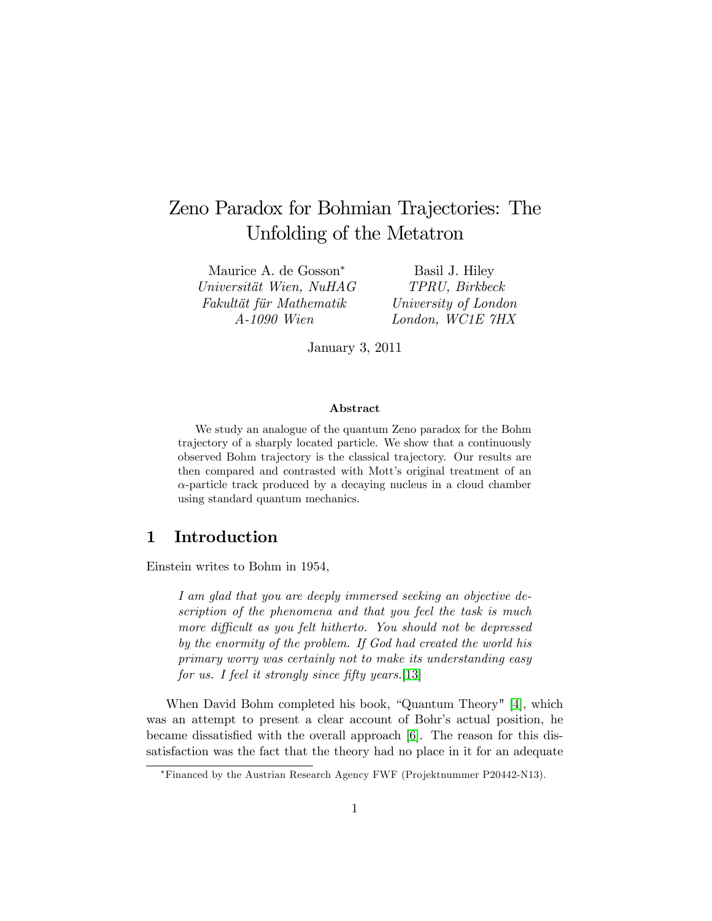# Zeno Paradox for Bohmian Trajectories: The Unfolding of the Metatron

Maurice A. de Gosson[*]
*Universität Wien, NuHAG*
*Fakultät für Mathematik*
*A-1090 Wien*

Basil J. Hiley
*TPRU, Birkbeck*
*University of London*
*London, WC1E 7HX*

January 3, 2011

### Abstract

We study an analogue of the quantum Zeno paradox for the Bohm trajectory of a sharply located particle. We show that a continuously observed Bohm trajectory is the classical trajectory. Our results are then compared and contrasted with Mott's original treatment of an $\alpha$-particle track produced by a decaying nucleus in a cloud chamber using standard quantum mechanics.

## 1 Introduction

Einstein writes to Bohm in 1954,

> *I am glad that you are deeply immersed seeking an objective description of the phenomena and that you feel the task is much more difficult as you felt hitherto. You should not be depressed by the enormity of the problem. If God had created the world his primary worry was certainly not to make its understanding easy for us. I feel it strongly since fifty years.*[13]

When David Bohm completed his book, "Quantum Theory" [4], which was an attempt to present a clear account of Bohr's actual position, he became dissatisfied with the overall approach [6]. The reason for this dissatisfaction was the fact that the theory had no place in it for an adequate

[*]Financed by the Austrian Research Agency FWF (Projektnummer P20442-N13).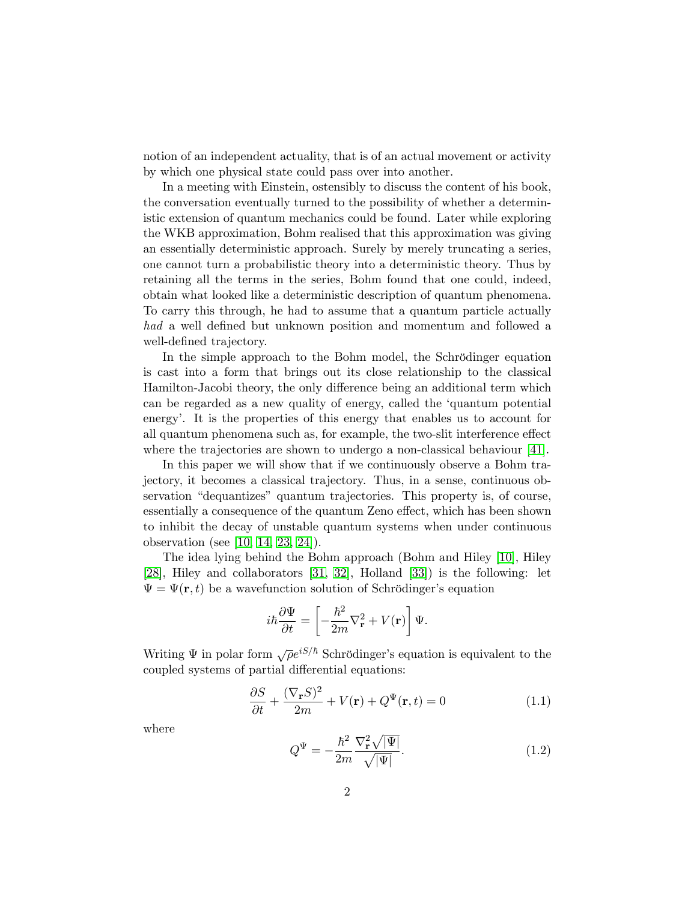notion of an independent actuality, that is of an actual movement or activity by which one physical state could pass over into another.

In a meeting with Einstein, ostensibly to discuss the content of his book, the conversation eventually turned to the possibility of whether a deterministic extension of quantum mechanics could be found. Later while exploring the WKB approximation, Bohm realised that this approximation was giving an essentially deterministic approach. Surely by merely truncating a series, one cannot turn a probabilistic theory into a deterministic theory. Thus by retaining all the terms in the series, Bohm found that one could, indeed, obtain what looked like a deterministic description of quantum phenomena. To carry this through, he had to assume that a quantum particle actually *had* a well defined but unknown position and momentum and followed a well-defined trajectory.

In the simple approach to the Bohm model, the Schrödinger equation is cast into a form that brings out its close relationship to the classical Hamilton-Jacobi theory, the only difference being an additional term which can be regarded as a new quality of energy, called the 'quantum potential energy'. It is the properties of this energy that enables us to account for all quantum phenomena such as, for example, the two-slit interference effect where the trajectories are shown to undergo a non-classical behaviour [41].

In this paper we will show that if we continuously observe a Bohm trajectory, it becomes a classical trajectory. Thus, in a sense, continuous observation "dequantizes" quantum trajectories. This property is, of course, essentially a consequence of the quantum Zeno effect, which has been shown to inhibit the decay of unstable quantum systems when under continuous observation (see [10, 14, 23, 24]).

The idea lying behind the Bohm approach (Bohm and Hiley [10], Hiley [28], Hiley and collaborators [31, 32], Holland [33]) is the following: let $\Psi = \Psi(\mathbf{r}, t)$ be a wavefunction solution of Schrödinger's equation

$$i\hbar \frac{\partial \Psi}{\partial t} = \left[ -\frac{\hbar^2}{2m} \nabla^2_{\mathbf{r}} + V(\mathbf{r}) \right] \Psi.$$

Writing $\Psi$ in polar form $\sqrt{\rho} e^{iS/\hbar}$ Schrödinger's equation is equivalent to the coupled systems of partial differential equations:

$$\frac{\partial S}{\partial t} + \frac{(\nabla_{\mathbf{r}} S)^2}{2m} + V(\mathbf{r}) + Q^{\Psi}(\mathbf{r}, t) = 0 \tag{1.1}$$

where

$$Q^{\Psi} = -\frac{\hbar^2}{2m} \frac{\nabla^2_{\mathbf{r}} \sqrt{|\Psi|}}{\sqrt{|\Psi|}}. \tag{1.2}$$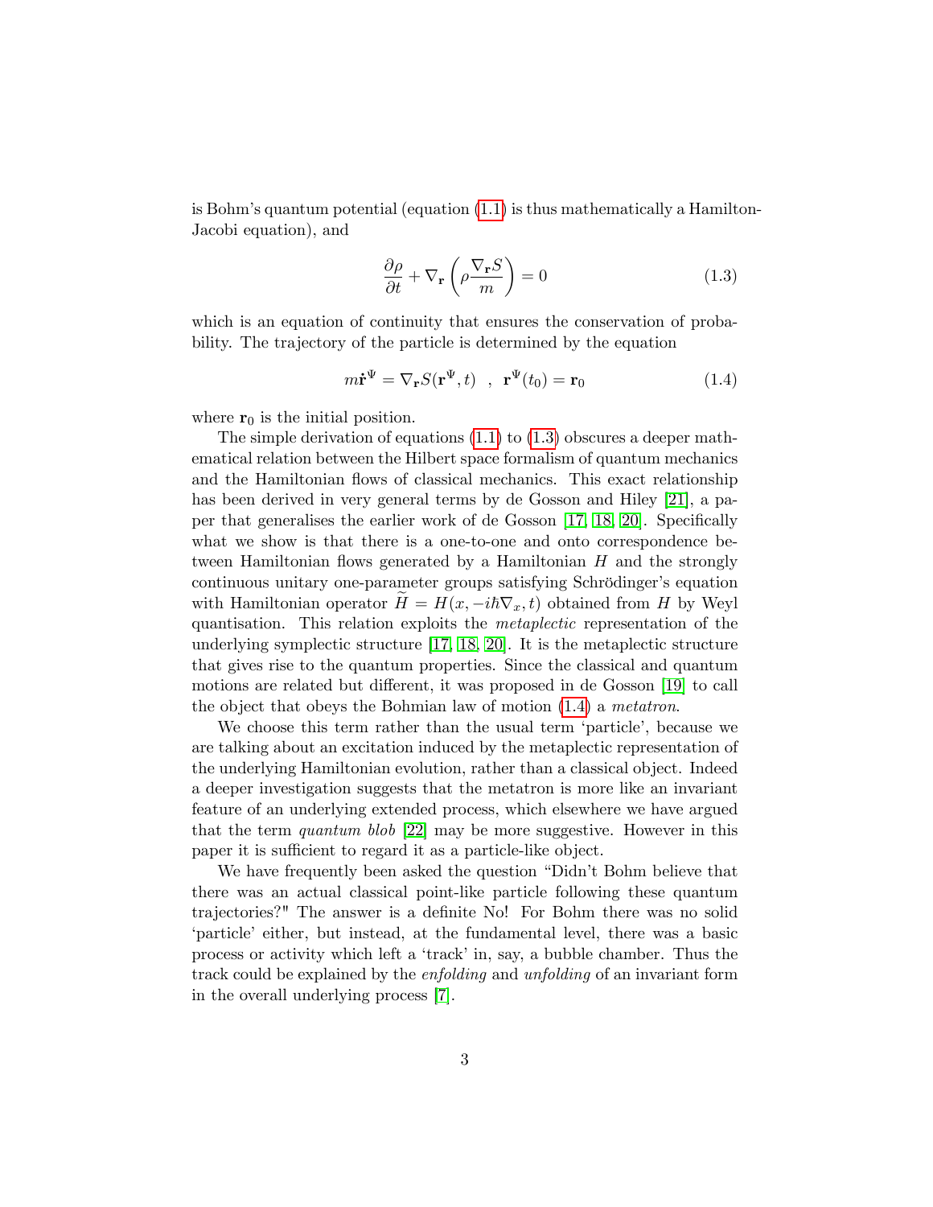is Bohm's quantum potential (equation (1.1) is thus mathematically a Hamilton-Jacobi equation), and

$$\frac{\partial \rho}{\partial t} + \nabla_{\mathbf{r}} \left( \rho \frac{\nabla_{\mathbf{r}} S}{m} \right) = 0 \tag{1.3}$$

which is an equation of continuity that ensures the conservation of probability. The trajectory of the particle is determined by the equation

$$m\dot{\mathbf{r}}^{\Psi} = \nabla_{\mathbf{r}} S(\mathbf{r}^{\Psi}, t) \;\;,\;\; \mathbf{r}^{\Psi}(t_0) = \mathbf{r}_0 \tag{1.4}$$

where $\mathbf{r}_0$ is the initial position.

The simple derivation of equations (1.1) to (1.3) obscures a deeper mathematical relation between the Hilbert space formalism of quantum mechanics and the Hamiltonian flows of classical mechanics. This exact relationship has been derived in very general terms by de Gosson and Hiley [21], a paper that generalises the earlier work of de Gosson [17, 18, 20]. Specifically what we show is that there is a one-to-one and onto correspondence between Hamiltonian flows generated by a Hamiltonian $H$ and the strongly continuous unitary one-parameter groups satisfying Schrödinger's equation with Hamiltonian operator $\widetilde{H} = H(x, -i\hbar\nabla_x, t)$ obtained from $H$ by Weyl quantisation. This relation exploits the *metaplectic* representation of the underlying symplectic structure [17, 18, 20]. It is the metaplectic structure that gives rise to the quantum properties. Since the classical and quantum motions are related but different, it was proposed in de Gosson [19] to call the object that obeys the Bohmian law of motion (1.4) a *metatron*.

We choose this term rather than the usual term 'particle', because we are talking about an excitation induced by the metaplectic representation of the underlying Hamiltonian evolution, rather than a classical object. Indeed a deeper investigation suggests that the metatron is more like an invariant feature of an underlying extended process, which elsewhere we have argued that the term *quantum blob* [22] may be more suggestive. However in this paper it is sufficient to regard it as a particle-like object.

We have frequently been asked the question "Didn't Bohm believe that there was an actual classical point-like particle following these quantum trajectories?" The answer is a definite No! For Bohm there was no solid 'particle' either, but instead, at the fundamental level, there was a basic process or activity which left a 'track' in, say, a bubble chamber. Thus the track could be explained by the *enfolding* and *unfolding* of an invariant form in the overall underlying process [7].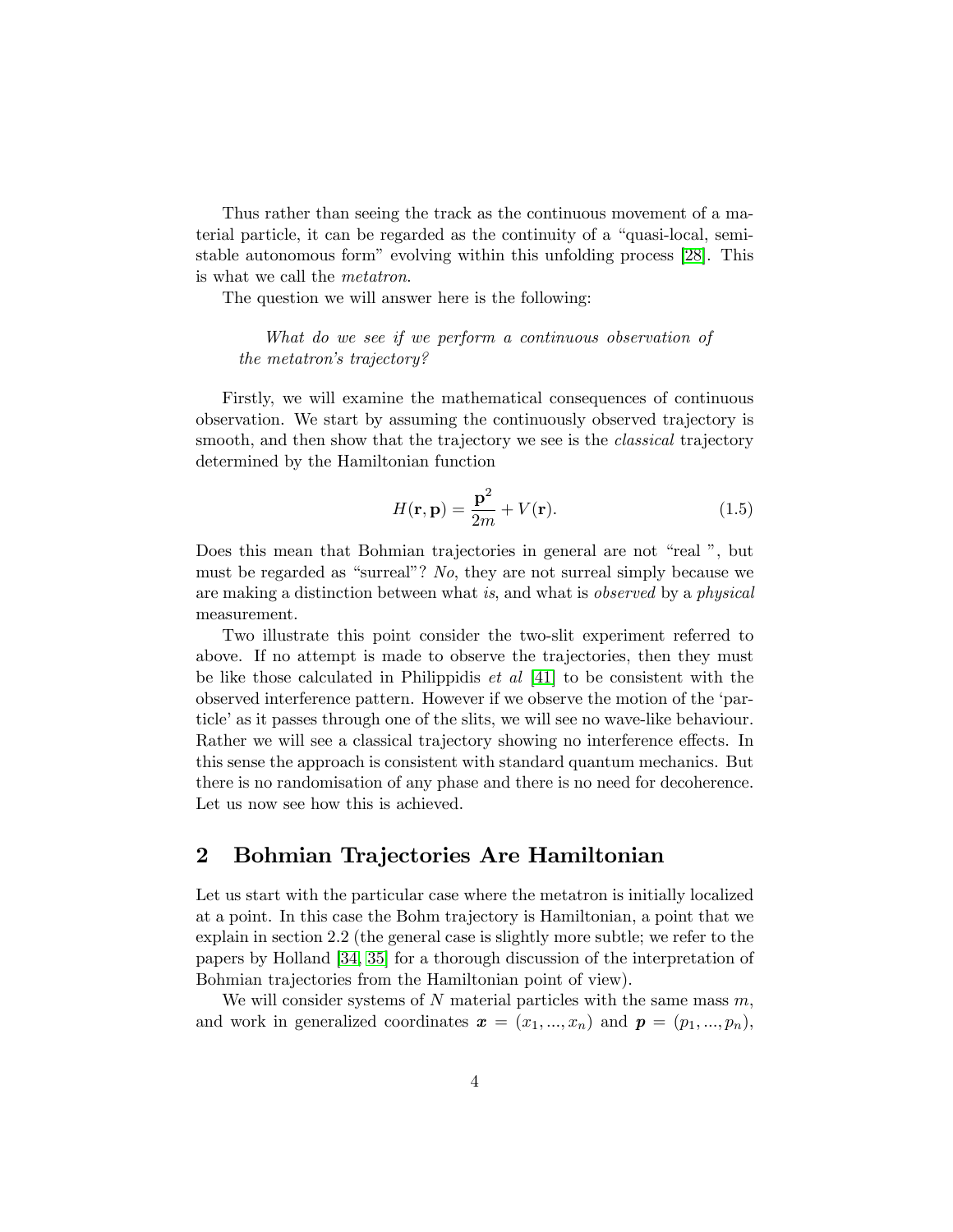Thus rather than seeing the track as the continuous movement of a material particle, it can be regarded as the continuity of a "quasi-local, semi-stable autonomous form" evolving within this unfolding process [28]. This is what we call the *metatron*.

The question we will answer here is the following:

> *What do we see if we perform a continuous observation of the metatron's trajectory?*

Firstly, we will examine the mathematical consequences of continuous observation. We start by assuming the continuously observed trajectory is smooth, and then show that the trajectory we see is the *classical* trajectory determined by the Hamiltonian function

$$H(\mathbf{r}, \mathbf{p}) = \frac{\mathbf{p}^2}{2m} + V(\mathbf{r}). \tag{1.5}$$

Does this mean that Bohmian trajectories in general are not "real ", but must be regarded as "surreal"? *No*, they are not surreal simply because we are making a distinction between what *is*, and what is *observed* by a *physical* measurement.

Two illustrate this point consider the two-slit experiment referred to above. If no attempt is made to observe the trajectories, then they must be like those calculated in Philippidis *et al* [41] to be consistent with the observed interference pattern. However if we observe the motion of the 'particle' as it passes through one of the slits, we will see no wave-like behaviour. Rather we will see a classical trajectory showing no interference effects. In this sense the approach is consistent with standard quantum mechanics. But there is no randomisation of any phase and there is no need for decoherence. Let us now see how this is achieved.

## 2 Bohmian Trajectories Are Hamiltonian

Let us start with the particular case where the metatron is initially localized at a point. In this case the Bohm trajectory is Hamiltonian, a point that we explain in section 2.2 (the general case is slightly more subtle; we refer to the papers by Holland [34, 35] for a thorough discussion of the interpretation of Bohmian trajectories from the Hamiltonian point of view).

We will consider systems of $N$ material particles with the same mass $m$, and work in generalized coordinates $\boldsymbol{x} = (x_1, ..., x_n)$ and $\boldsymbol{p} = (p_1, ..., p_n)$,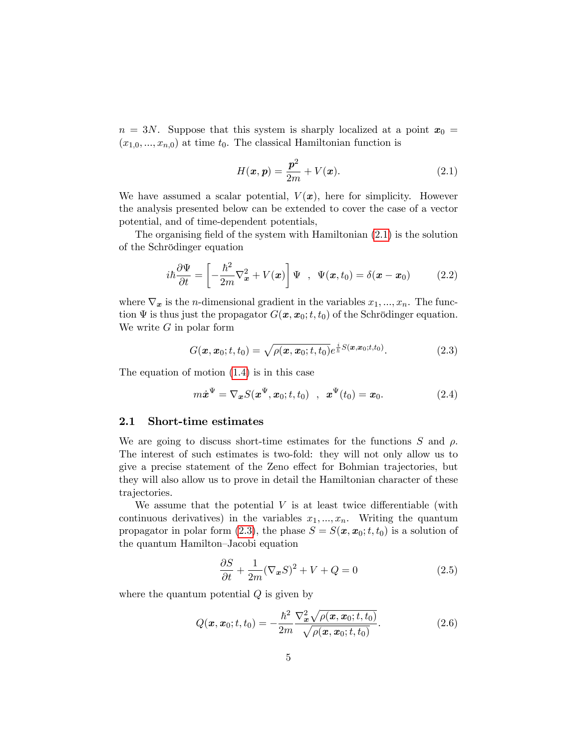$n = 3N$. Suppose that this system is sharply localized at a point $\boldsymbol{x}_0 = (x_{1,0}, ..., x_{n,0})$ at time $t_0$. The classical Hamiltonian function is

$$H(\boldsymbol{x}, \boldsymbol{p}) = \frac{\boldsymbol{p}^2}{2m} + V(\boldsymbol{x}). \tag{2.1}$$

We have assumed a scalar potential, $V(\boldsymbol{x})$, here for simplicity. However the analysis presented below can be extended to cover the case of a vector potential, and of time-dependent potentials,

The organising field of the system with Hamiltonian (2.1) is the solution of the Schrödinger equation

$$i\hbar\frac{\partial \Psi}{\partial t} = \left[ -\frac{\hbar^2}{2m}\nabla_{\boldsymbol{x}}^2 + V(\boldsymbol{x}) \right] \Psi \quad , \quad \Psi(\boldsymbol{x}, t_0) = \delta(\boldsymbol{x} - \boldsymbol{x}_0) \tag{2.2}$$

where $\nabla_{\boldsymbol{x}}$ is the $n$-dimensional gradient in the variables $x_1, ..., x_n$. The function $\Psi$ is thus just the propagator $G(\boldsymbol{x}, \boldsymbol{x}_0; t, t_0)$ of the Schrödinger equation. We write $G$ in polar form

$$G(\boldsymbol{x}, \boldsymbol{x}_0; t, t_0) = \sqrt{\rho(\boldsymbol{x}, \boldsymbol{x}_0; t, t_0)} e^{\frac{i}{\hbar} S(\boldsymbol{x}, \boldsymbol{x}_0; t, t_0)}. \tag{2.3}$$

The equation of motion (1.4) is in this case

$$m\dot{\boldsymbol{x}}^\Psi = \nabla_{\boldsymbol{x}} S(\boldsymbol{x}^\Psi, \boldsymbol{x}_0; t, t_0) \quad , \quad \boldsymbol{x}^\Psi(t_0) = \boldsymbol{x}_0. \tag{2.4}$$

## 2.1 Short-time estimates

We are going to discuss short-time estimates for the functions $S$ and $\rho$. The interest of such estimates is two-fold: they will not only allow us to give a precise statement of the Zeno effect for Bohmian trajectories, but they will also allow us to prove in detail the Hamiltonian character of these trajectories.

We assume that the potential $V$ is at least twice differentiable (with continuous derivatives) in the variables $x_1, ..., x_n$. Writing the quantum propagator in polar form (2.3), the phase $S = S(\boldsymbol{x}, \boldsymbol{x}_0; t, t_0)$ is a solution of the quantum Hamilton–Jacobi equation

$$\frac{\partial S}{\partial t} + \frac{1}{2m}(\nabla_{\boldsymbol{x}} S)^2 + V + Q = 0 \tag{2.5}$$

where the quantum potential $Q$ is given by

$$Q(\boldsymbol{x}, \boldsymbol{x}_0; t, t_0) = -\frac{\hbar^2}{2m} \frac{\nabla_{\boldsymbol{x}}^2 \sqrt{\rho(\boldsymbol{x}, \boldsymbol{x}_0; t, t_0)}}{\sqrt{\rho(\boldsymbol{x}, \boldsymbol{x}_0; t, t_0)}}. \tag{2.6}$$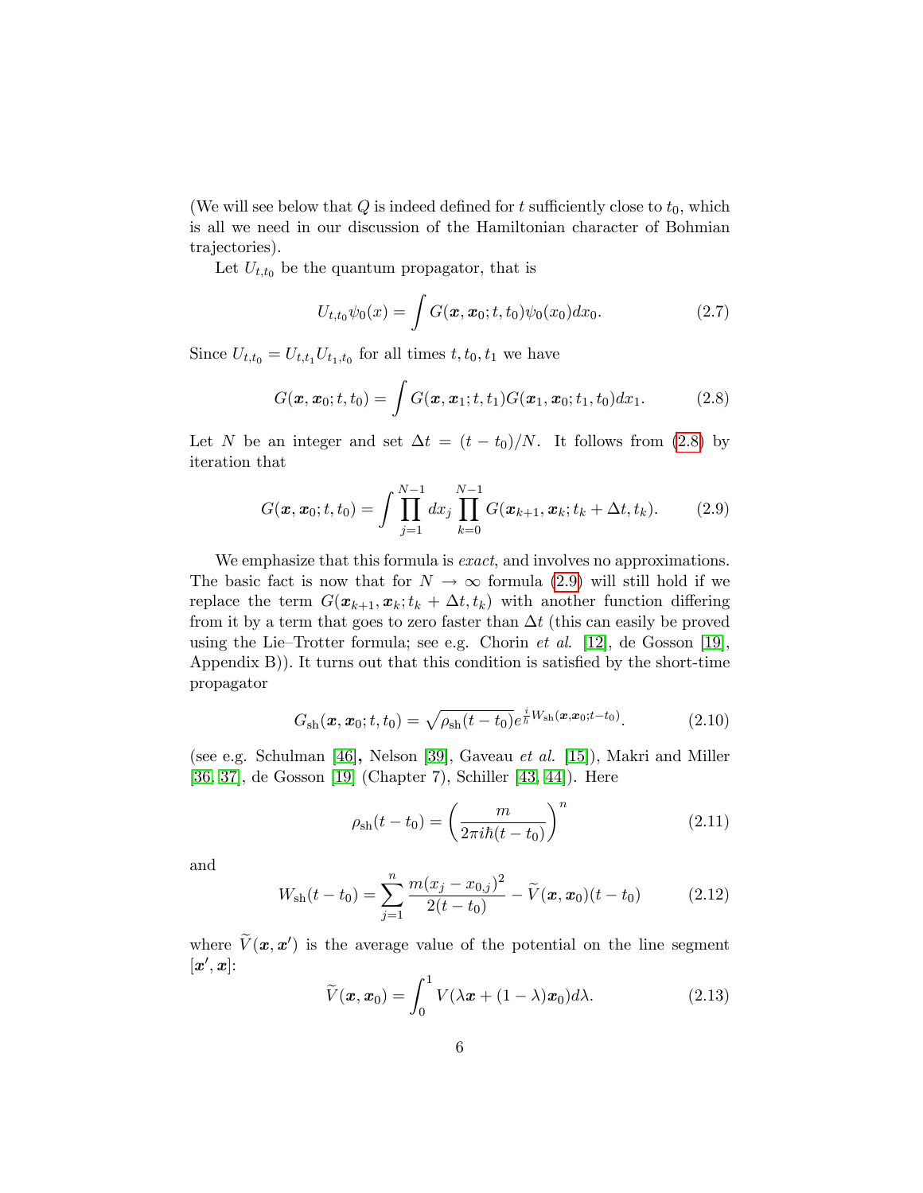(We will see below that $Q$ is indeed defined for $t$ sufficiently close to $t_0$, which is all we need in our discussion of the Hamiltonian character of Bohmian trajectories).

Let $U_{t,t_0}$ be the quantum propagator, that is

$$U_{t,t_0}\psi_0(x) = \int G(\boldsymbol{x}, \boldsymbol{x}_0; t, t_0)\psi_0(x_0)dx_0. \tag{2.7}$$

Since $U_{t,t_0} = U_{t,t_1}U_{t_1,t_0}$ for all times $t, t_0, t_1$ we have

$$G(\boldsymbol{x}, \boldsymbol{x}_0; t, t_0) = \int G(\boldsymbol{x}, \boldsymbol{x}_1; t, t_1)G(\boldsymbol{x}_1, \boldsymbol{x}_0; t_1, t_0)dx_1. \tag{2.8}$$

Let $N$ be an integer and set $\Delta t = (t - t_0)/N$. It follows from (2.8) by iteration that

$$G(\boldsymbol{x}, \boldsymbol{x}_0; t, t_0) = \int \prod_{j=1}^{N-1} dx_j \prod_{k=0}^{N-1} G(\boldsymbol{x}_{k+1}, \boldsymbol{x}_k; t_k + \Delta t, t_k). \tag{2.9}$$

We emphasize that this formula is *exact*, and involves no approximations. The basic fact is now that for $N \to \infty$ formula (2.9) will still hold if we replace the term $G(\boldsymbol{x}_{k+1}, \boldsymbol{x}_k; t_k + \Delta t, t_k)$ with another function differing from it by a term that goes to zero faster than $\Delta t$ (this can easily be proved using the Lie–Trotter formula; see e.g. Chorin *et al.* [12], de Gosson [19], Appendix B)). It turns out that this condition is satisfied by the short-time propagator

$$G_{\text{sh}}(\boldsymbol{x}, \boldsymbol{x}_0; t, t_0) = \sqrt{\rho_{\text{sh}}(t - t_0)}e^{\frac{i}{\hbar}W_{\text{sh}}(\boldsymbol{x}, \boldsymbol{x}_0; t - t_0)}. \tag{2.10}$$

(see e.g. Schulman [46], Nelson [39], Gaveau *et al.* [15]), Makri and Miller [36, 37], de Gosson [19] (Chapter 7), Schiller [43, 44]). Here

$$\rho_{\text{sh}}(t - t_0) = \left(\frac{m}{2\pi i\hbar(t - t_0)}\right)^n \tag{2.11}$$

and

$$W_{\text{sh}}(t - t_0) = \sum_{j=1}^{n} \frac{m(x_j - x_{0,j})^2}{2(t - t_0)} - \widetilde{V}(\boldsymbol{x}, \boldsymbol{x}_0)(t - t_0) \tag{2.12}$$

where $\widetilde{V}(\boldsymbol{x}, \boldsymbol{x}')$ is the average value of the potential on the line segment $[\boldsymbol{x}', \boldsymbol{x}]$:

$$\widetilde{V}(\boldsymbol{x}, \boldsymbol{x}_0) = \int_0^1 V(\lambda\boldsymbol{x} + (1 - \lambda)\boldsymbol{x}_0)d\lambda. \tag{2.13}$$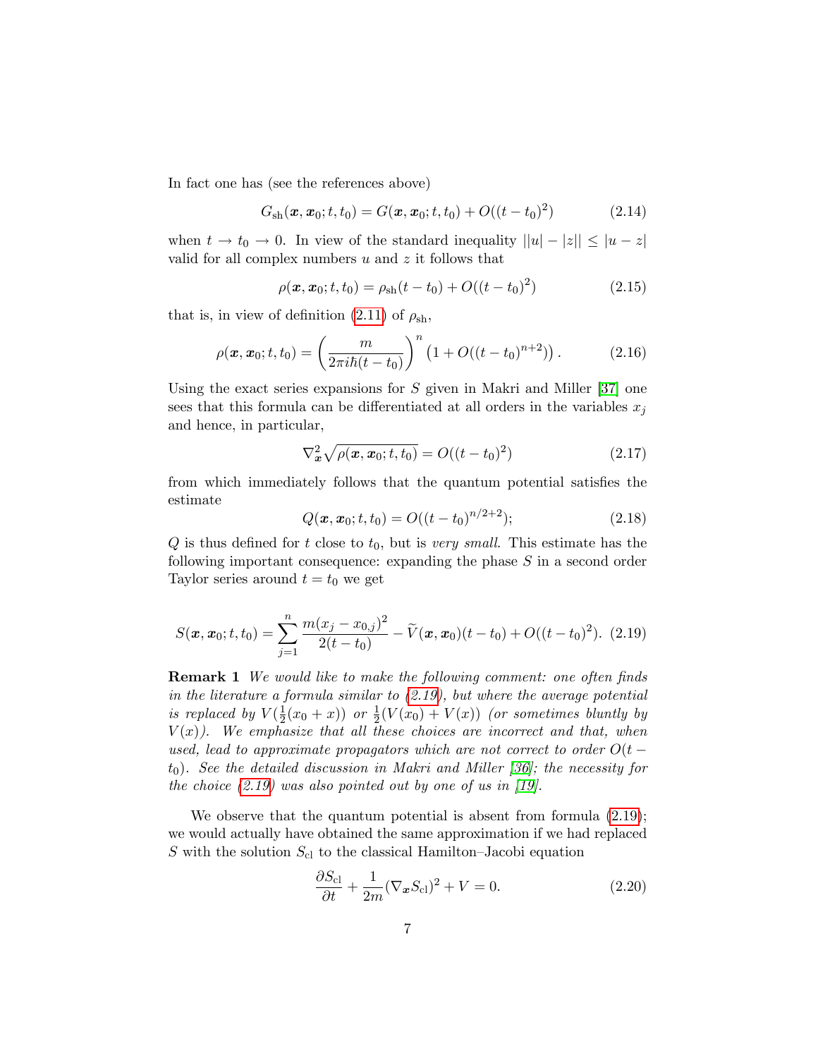In fact one has (see the references above)

$$G_{\rm sh}(\boldsymbol{x},\boldsymbol{x}_0;t,t_0) = G(\boldsymbol{x},\boldsymbol{x}_0;t,t_0) + O((t-t_0)^2) \tag{2.14}$$

when $t \to t_0 \to 0$. In view of the standard inequality $||u|-|z|| \leq |u-z|$ valid for all complex numbers $u$ and $z$ it follows that

$$\rho(\boldsymbol{x},\boldsymbol{x}_0;t,t_0) = \rho_{\rm sh}(t-t_0) + O((t-t_0)^2) \tag{2.15}$$

that is, in view of definition (2.11) of $\rho_{\rm sh}$,

$$\rho(\boldsymbol{x},\boldsymbol{x}_0;t,t_0) = \left(\frac{m}{2\pi i\hbar(t-t_0)}\right)^n \left(1 + O((t-t_0)^{n+2})\right). \tag{2.16}$$

Using the exact series expansions for $S$ given in Makri and Miller [37] one sees that this formula can be differentiated at all orders in the variables $x_j$ and hence, in particular,

$$\nabla^2_{\boldsymbol{x}} \sqrt{\rho(\boldsymbol{x},\boldsymbol{x}_0;t,t_0)} = O((t-t_0)^2) \tag{2.17}$$

from which immediately follows that the quantum potential satisfies the estimate

$$Q(\boldsymbol{x},\boldsymbol{x}_0;t,t_0) = O((t-t_0)^{n/2+2}); \tag{2.18}$$

$Q$ is thus defined for $t$ close to $t_0$, but is *very small*. This estimate has the following important consequence: expanding the phase $S$ in a second order Taylor series around $t = t_0$ we get

$$S(\boldsymbol{x},\boldsymbol{x}_0;t,t_0) = \sum_{j=1}^{n} \frac{m(x_j - x_{0,j})^2}{2(t-t_0)} - \widetilde{V}(\boldsymbol{x},\boldsymbol{x}_0)(t-t_0) + O((t-t_0)^2). \tag{2.19}$$

**Remark 1** *We would like to make the following comment: one often finds in the literature a formula similar to (2.19), but where the average potential is replaced by $V(\frac{1}{2}(x_0+x))$ or $\frac{1}{2}(V(x_0)+V(x))$ (or sometimes bluntly by $V(x)$). We emphasize that all these choices are incorrect and that, when used, lead to approximate propagators which are not correct to order $O(t-t_0)$. See the detailed discussion in Makri and Miller [36]; the necessity for the choice (2.19) was also pointed out by one of us in [19].*

We observe that the quantum potential is absent from formula (2.19); we would actually have obtained the same approximation if we had replaced $S$ with the solution $S_{\rm cl}$ to the classical Hamilton–Jacobi equation

$$\frac{\partial S_{\rm cl}}{\partial t} + \frac{1}{2m}(\nabla_{\boldsymbol{x}} S_{\rm cl})^2 + V = 0. \tag{2.20}$$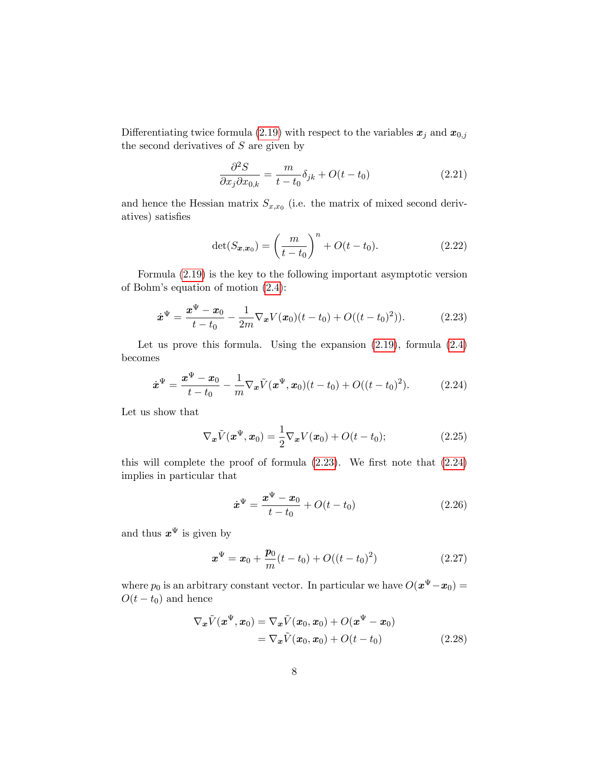Differentiating twice formula (2.19) with respect to the variables $\boldsymbol{x}_j$ and $\boldsymbol{x}_{0,j}$ the second derivatives of $S$ are given by

$$\frac{\partial^2 S}{\partial x_j \partial x_{0,k}} = \frac{m}{t - t_0}\delta_{jk} + O(t - t_0) \tag{2.21}$$

and hence the Hessian matrix $S_{x,x_0}$ (i.e. the matrix of mixed second derivatives) satisfies

$$\det(S_{\boldsymbol{x},\boldsymbol{x}_0}) = \left(\frac{m}{t - t_0}\right)^n + O(t - t_0). \tag{2.22}$$

Formula (2.19) is the key to the following important asymptotic version of Bohm's equation of motion (2.4):

$$\dot{\boldsymbol{x}}^\Psi = \frac{\boldsymbol{x}^\Psi - \boldsymbol{x}_0}{t - t_0} - \frac{1}{2m}\nabla_{\boldsymbol{x}} V(\boldsymbol{x}_0)(t - t_0) + O((t - t_0)^2)). \tag{2.23}$$

Let us prove this formula. Using the expansion (2.19), formula (2.4) becomes

$$\dot{\boldsymbol{x}}^\Psi = \frac{\boldsymbol{x}^\Psi - \boldsymbol{x}_0}{t - t_0} - \frac{1}{m}\nabla_{\boldsymbol{x}} \tilde{V}(\boldsymbol{x}^\Psi, \boldsymbol{x}_0)(t - t_0) + O((t - t_0)^2). \tag{2.24}$$

Let us show that

$$\nabla_{\boldsymbol{x}} \tilde{V}(\boldsymbol{x}^\Psi, \boldsymbol{x}_0) = \frac{1}{2}\nabla_{\boldsymbol{x}} V(\boldsymbol{x}_0) + O(t - t_0); \tag{2.25}$$

this will complete the proof of formula (2.23). We first note that (2.24) implies in particular that

$$\dot{\boldsymbol{x}}^\Psi = \frac{\boldsymbol{x}^\Psi - \boldsymbol{x}_0}{t - t_0} + O(t - t_0) \tag{2.26}$$

and thus $\boldsymbol{x}^\Psi$ is given by

$$\boldsymbol{x}^\Psi = \boldsymbol{x}_0 + \frac{\boldsymbol{p}_0}{m}(t - t_0) + O((t - t_0)^2) \tag{2.27}$$

where $p_0$ is an arbitrary constant vector. In particular we have $O(\boldsymbol{x}^\Psi - \boldsymbol{x}_0) = O(t - t_0)$ and hence

$$\begin{aligned}
\nabla_{\boldsymbol{x}} \tilde{V}(\boldsymbol{x}^\Psi, \boldsymbol{x}_0) &= \nabla_{\boldsymbol{x}} \tilde{V}(\boldsymbol{x}_0, \boldsymbol{x}_0) + O(\boldsymbol{x}^\Psi - \boldsymbol{x}_0) \\
&= \nabla_{\boldsymbol{x}} \tilde{V}(\boldsymbol{x}_0, \boldsymbol{x}_0) + O(t - t_0)
\end{aligned} \tag{2.28}$$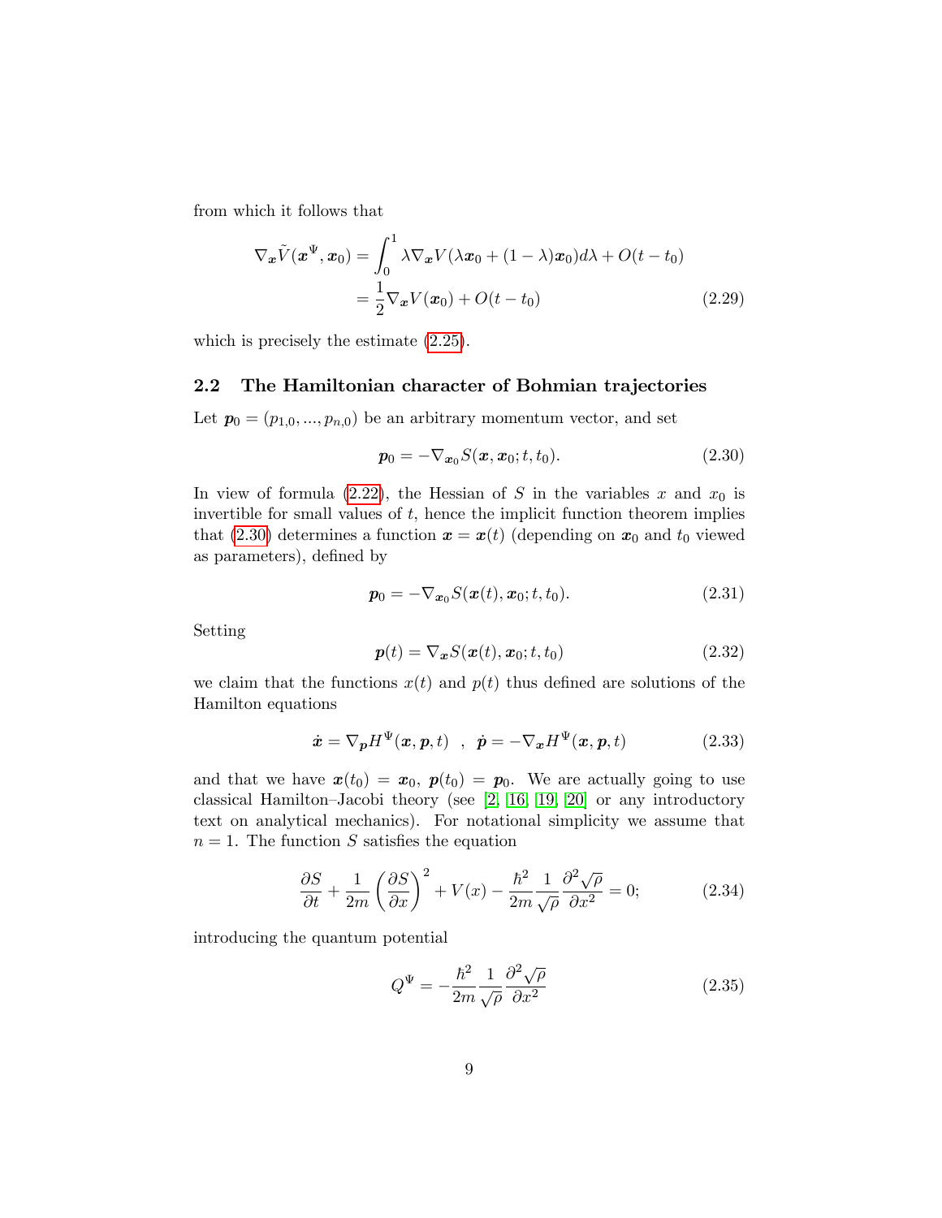from which it follows that

$$
\begin{aligned}
\nabla_{\boldsymbol{x}} \tilde{V}(\boldsymbol{x}^{\Psi}, \boldsymbol{x}_0) &= \int_0^1 \lambda \nabla_{\boldsymbol{x}} V(\lambda \boldsymbol{x}_0 + (1-\lambda)\boldsymbol{x}_0) d\lambda + O(t-t_0) \\
&= \frac{1}{2} \nabla_{\boldsymbol{x}} V(\boldsymbol{x}_0) + O(t-t_0)
\end{aligned} \tag{2.29}
$$

which is precisely the estimate (2.25).

## 2.2 The Hamiltonian character of Bohmian trajectories

Let $\boldsymbol{p}_0 = (p_{1,0}, ..., p_{n,0})$ be an arbitrary momentum vector, and set

$$
\boldsymbol{p}_0 = -\nabla_{\boldsymbol{x}_0} S(\boldsymbol{x}, \boldsymbol{x}_0; t, t_0). \tag{2.30}
$$

In view of formula (2.22), the Hessian of $S$ in the variables $x$ and $x_0$ is invertible for small values of $t$, hence the implicit function theorem implies that (2.30) determines a function $\boldsymbol{x} = \boldsymbol{x}(t)$ (depending on $\boldsymbol{x}_0$ and $t_0$ viewed as parameters), defined by

$$
\boldsymbol{p}_0 = -\nabla_{\boldsymbol{x}_0} S(\boldsymbol{x}(t), \boldsymbol{x}_0; t, t_0). \tag{2.31}
$$

Setting

$$
\boldsymbol{p}(t) = \nabla_{\boldsymbol{x}} S(\boldsymbol{x}(t), \boldsymbol{x}_0; t, t_0) \tag{2.32}
$$

we claim that the functions $x(t)$ and $p(t)$ thus defined are solutions of the Hamilton equations

$$
\dot{\boldsymbol{x}} = \nabla_{\boldsymbol{p}} H^{\Psi}(\boldsymbol{x}, \boldsymbol{p}, t) \quad , \quad \dot{\boldsymbol{p}} = -\nabla_{\boldsymbol{x}} H^{\Psi}(\boldsymbol{x}, \boldsymbol{p}, t) \tag{2.33}
$$

and that we have $\boldsymbol{x}(t_0) = \boldsymbol{x}_0$, $\boldsymbol{p}(t_0) = \boldsymbol{p}_0$. We are actually going to use classical Hamilton–Jacobi theory (see [2, 16, 19, 20] or any introductory text on analytical mechanics). For notational simplicity we assume that $n = 1$. The function $S$ satisfies the equation

$$
\frac{\partial S}{\partial t} + \frac{1}{2m}\left(\frac{\partial S}{\partial x}\right)^2 + V(x) - \frac{\hbar^2}{2m}\frac{1}{\sqrt{\rho}}\frac{\partial^2 \sqrt{\rho}}{\partial x^2} = 0; \tag{2.34}
$$

introducing the quantum potential

$$
Q^{\Psi} = -\frac{\hbar^2}{2m}\frac{1}{\sqrt{\rho}}\frac{\partial^2 \sqrt{\rho}}{\partial x^2} \tag{2.35}
$$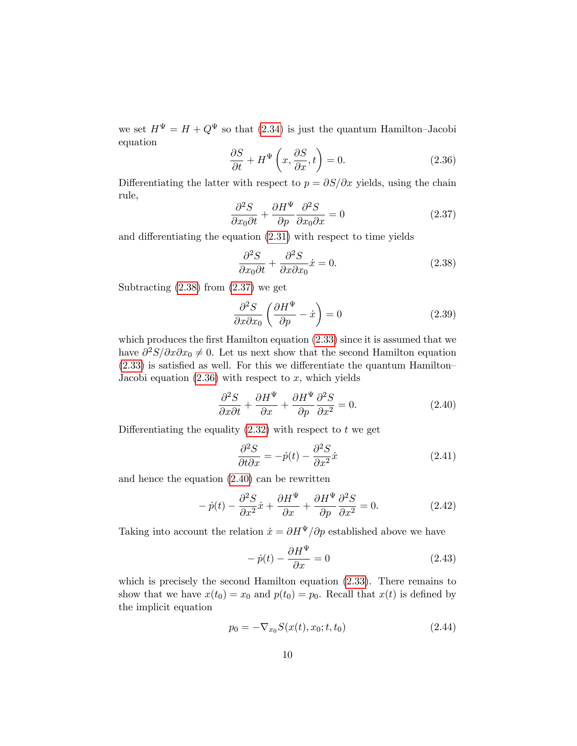we set $H^{\Psi} = H + Q^{\Psi}$ so that (2.34) is just the quantum Hamilton–Jacobi equation

$$\frac{\partial S}{\partial t} + H^{\Psi}\left(x, \frac{\partial S}{\partial x}, t\right) = 0. \tag{2.36}$$

Differentiating the latter with respect to $p = \partial S / \partial x$ yields, using the chain rule,

$$\frac{\partial^2 S}{\partial x_0 \partial t} + \frac{\partial H^{\Psi}}{\partial p} \frac{\partial^2 S}{\partial x_0 \partial x} = 0 \tag{2.37}$$

and differentiating the equation (2.31) with respect to time yields

$$\frac{\partial^2 S}{\partial x_0 \partial t} + \frac{\partial^2 S}{\partial x \partial x_0} \dot{x} = 0. \tag{2.38}$$

Subtracting (2.38) from (2.37) we get

$$\frac{\partial^2 S}{\partial x \partial x_0}\left(\frac{\partial H^{\Psi}}{\partial p} - \dot{x}\right) = 0 \tag{2.39}$$

which produces the first Hamilton equation (2.33) since it is assumed that we have $\partial^2 S / \partial x \partial x_0 \neq 0$. Let us next show that the second Hamilton equation (2.33) is satisfied as well. For this we differentiate the quantum Hamilton–Jacobi equation (2.36) with respect to $x$, which yields

$$\frac{\partial^2 S}{\partial x \partial t} + \frac{\partial H^{\Psi}}{\partial x} + \frac{\partial H^{\Psi}}{\partial p} \frac{\partial^2 S}{\partial x^2} = 0. \tag{2.40}$$

Differentiating the equality (2.32) with respect to $t$ we get

$$\frac{\partial^2 S}{\partial t \partial x} = -\dot{p}(t) - \frac{\partial^2 S}{\partial x^2} \dot{x} \tag{2.41}$$

and hence the equation (2.40) can be rewritten

$$-\dot{p}(t) - \frac{\partial^2 S}{\partial x^2} \dot{x} + \frac{\partial H^{\Psi}}{\partial x} + \frac{\partial H^{\Psi}}{\partial p} \frac{\partial^2 S}{\partial x^2} = 0. \tag{2.42}$$

Taking into account the relation $\dot{x} = \partial H^{\Psi} / \partial p$ established above we have

$$-\dot{p}(t) - \frac{\partial H^{\Psi}}{\partial x} = 0 \tag{2.43}$$

which is precisely the second Hamilton equation (2.33). There remains to show that we have $x(t_0) = x_0$ and $p(t_0) = p_0$. Recall that $x(t)$ is defined by the implicit equation

$$p_0 = -\nabla_{x_0} S(x(t), x_0; t, t_0) \tag{2.44}$$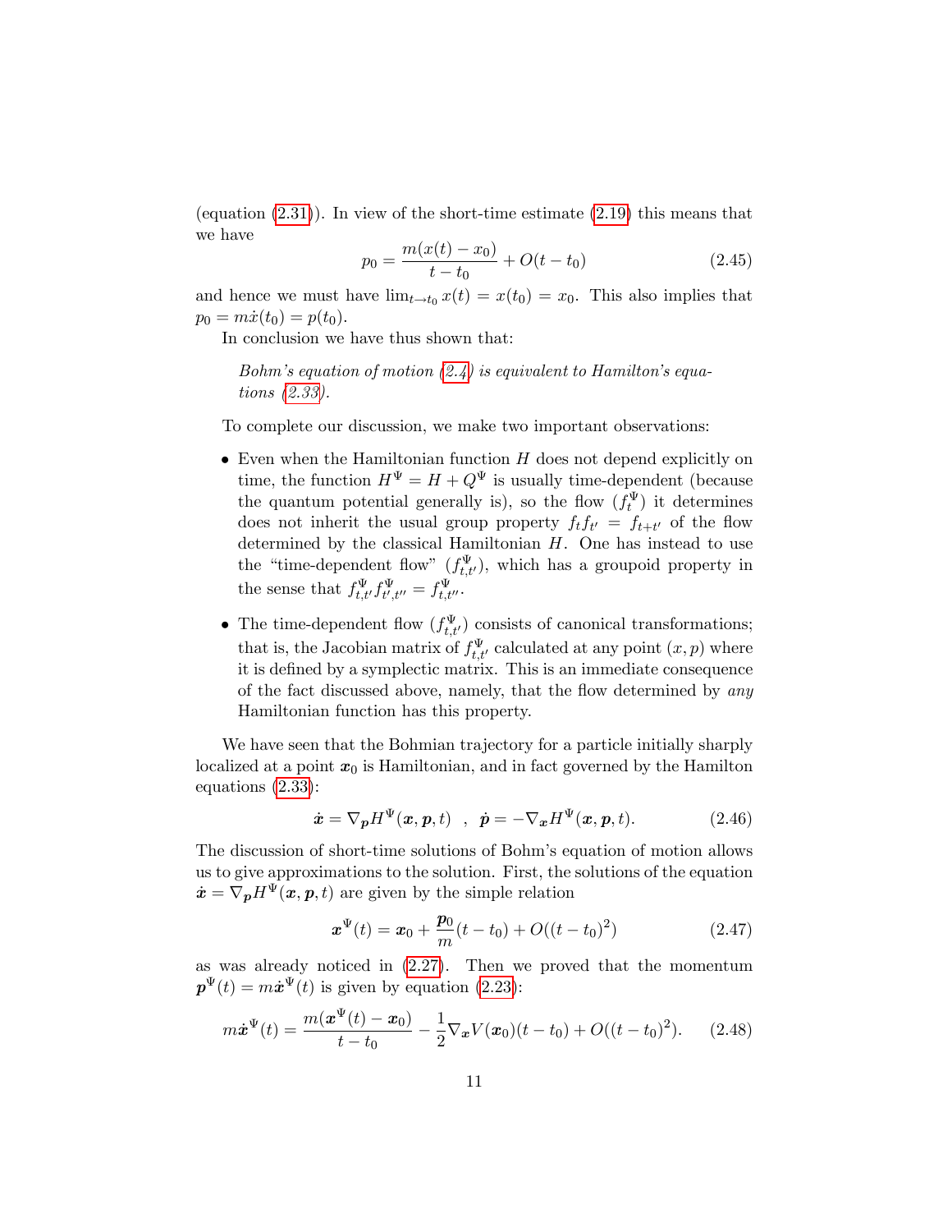(equation (2.31)). In view of the short-time estimate (2.19) this means that we have

$$p_0 = \frac{m(x(t) - x_0)}{t - t_0} + O(t - t_0) \tag{2.45}$$

and hence we must have $\lim_{t \to t_0} x(t) = x(t_0) = x_0$. This also implies that $p_0 = m\dot{x}(t_0) = p(t_0)$.

In conclusion we have thus shown that:

> *Bohm's equation of motion (2.4) is equivalent to Hamilton's equations (2.33).*

To complete our discussion, we make two important observations:

- Even when the Hamiltonian function $H$ does not depend explicitly on time, the function $H^\Psi = H + Q^\Psi$ is usually time-dependent (because the quantum potential generally is), so the flow $(f_t^\Psi)$ it determines does not inherit the usual group property $f_t f_{t'} = f_{t+t'}$ of the flow determined by the classical Hamiltonian $H$. One has instead to use the "time-dependent flow" $(f_{t,t'}^\Psi)$, which has a groupoid property in the sense that $f_{t,t'}^\Psi f_{t',t''}^\Psi = f_{t,t''}^\Psi$.
- The time-dependent flow $(f_{t,t'}^\Psi)$ consists of canonical transformations; that is, the Jacobian matrix of $f_{t,t'}^\Psi$ calculated at any point $(x, p)$ where it is defined by a symplectic matrix. This is an immediate consequence of the fact discussed above, namely, that the flow determined by *any* Hamiltonian function has this property.

We have seen that the Bohmian trajectory for a particle initially sharply localized at a point $\boldsymbol{x}_0$ is Hamiltonian, and in fact governed by the Hamilton equations (2.33):

$$\dot{\boldsymbol{x}} = \nabla_{\boldsymbol{p}} H^\Psi(\boldsymbol{x}, \boldsymbol{p}, t) \quad , \quad \dot{\boldsymbol{p}} = -\nabla_{\boldsymbol{x}} H^\Psi(\boldsymbol{x}, \boldsymbol{p}, t). \tag{2.46}$$

The discussion of short-time solutions of Bohm's equation of motion allows us to give approximations to the solution. First, the solutions of the equation $\dot{\boldsymbol{x}} = \nabla_{\boldsymbol{p}} H^\Psi(\boldsymbol{x}, \boldsymbol{p}, t)$ are given by the simple relation

$$\boldsymbol{x}^\Psi(t) = \boldsymbol{x}_0 + \frac{\boldsymbol{p}_0}{m}(t - t_0) + O((t - t_0)^2) \tag{2.47}$$

as was already noticed in (2.27). Then we proved that the momentum $\boldsymbol{p}^\Psi(t) = m\dot{\boldsymbol{x}}^\Psi(t)$ is given by equation (2.23):

$$m\dot{\boldsymbol{x}}^\Psi(t) = \frac{m(\boldsymbol{x}^\Psi(t) - \boldsymbol{x}_0)}{t - t_0} - \frac{1}{2}\nabla_{\boldsymbol{x}} V(\boldsymbol{x}_0)(t - t_0) + O((t - t_0)^2). \tag{2.48}$$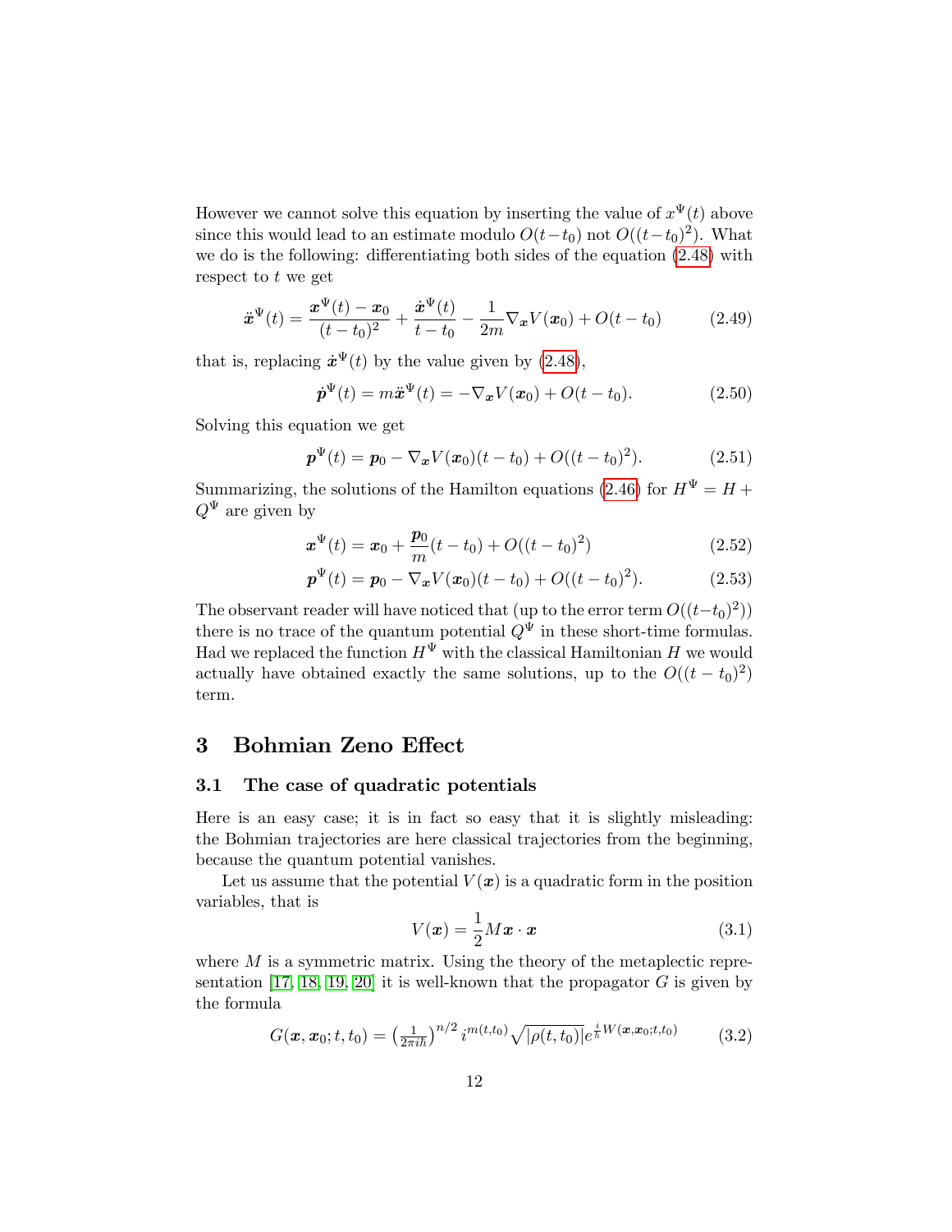However we cannot solve this equation by inserting the value of $x^\Psi(t)$ above since this would lead to an estimate modulo $O(t-t_0)$ not $O((t-t_0)^2)$. What we do is the following: differentiating both sides of the equation (2.48) with respect to $t$ we get

$$\ddot{\boldsymbol{x}}^\Psi(t) = \frac{\boldsymbol{x}^\Psi(t) - \boldsymbol{x}_0}{(t-t_0)^2} + \frac{\dot{\boldsymbol{x}}^\Psi(t)}{t-t_0} - \frac{1}{2m}\nabla_{\boldsymbol{x}} V(\boldsymbol{x}_0) + O(t-t_0) \tag{2.49}$$

that is, replacing $\dot{\boldsymbol{x}}^\Psi(t)$ by the value given by (2.48),

$$\dot{\boldsymbol{p}}^\Psi(t) = m\ddot{\boldsymbol{x}}^\Psi(t) = -\nabla_{\boldsymbol{x}} V(\boldsymbol{x}_0) + O(t-t_0). \tag{2.50}$$

Solving this equation we get

$$\boldsymbol{p}^\Psi(t) = \boldsymbol{p}_0 - \nabla_{\boldsymbol{x}} V(\boldsymbol{x}_0)(t-t_0) + O((t-t_0)^2). \tag{2.51}$$

Summarizing, the solutions of the Hamilton equations (2.46) for $H^\Psi = H + Q^\Psi$ are given by

$$\boldsymbol{x}^\Psi(t) = \boldsymbol{x}_0 + \frac{\boldsymbol{p}_0}{m}(t-t_0) + O((t-t_0)^2) \tag{2.52}$$

$$\boldsymbol{p}^\Psi(t) = \boldsymbol{p}_0 - \nabla_{\boldsymbol{x}} V(\boldsymbol{x}_0)(t-t_0) + O((t-t_0)^2). \tag{2.53}$$

The observant reader will have noticed that (up to the error term $O((t-t_0)^2)$) there is no trace of the quantum potential $Q^\Psi$ in these short-time formulas. Had we replaced the function $H^\Psi$ with the classical Hamiltonian $H$ we would actually have obtained exactly the same solutions, up to the $O((t-t_0)^2)$ term.

## 3 Bohmian Zeno Effect

### 3.1 The case of quadratic potentials

Here is an easy case; it is in fact so easy that it is slightly misleading: the Bohmian trajectories are here classical trajectories from the beginning, because the quantum potential vanishes.

Let us assume that the potential $V(\boldsymbol{x})$ is a quadratic form in the position variables, that is

$$V(\boldsymbol{x}) = \frac{1}{2}M\boldsymbol{x}\cdot\boldsymbol{x} \tag{3.1}$$

where $M$ is a symmetric matrix. Using the theory of the metaplectic representation [17, 18, 19, 20] it is well-known that the propagator $G$ is given by the formula

$$G(\boldsymbol{x}, \boldsymbol{x}_0; t, t_0) = \left(\tfrac{1}{2\pi i\hbar}\right)^{n/2} i^{m(t,t_0)}\sqrt{|\rho(t,t_0)|}e^{\frac{i}{\hbar}W(\boldsymbol{x},\boldsymbol{x}_0;t,t_0)} \tag{3.2}$$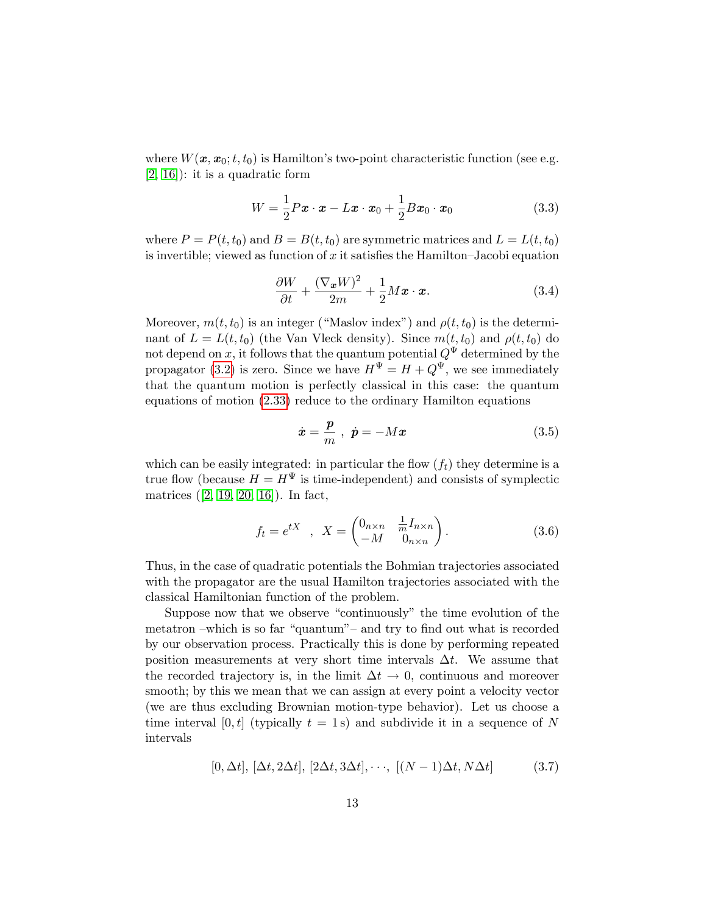where $W(\boldsymbol{x}, \boldsymbol{x}_0; t, t_0)$ is Hamilton's two-point characteristic function (see e.g. [2, 16]): it is a quadratic form

$$W = \frac{1}{2}P\boldsymbol{x}\cdot\boldsymbol{x} - L\boldsymbol{x}\cdot\boldsymbol{x}_0 + \frac{1}{2}B\boldsymbol{x}_0\cdot\boldsymbol{x}_0 \tag{3.3}$$

where $P = P(t, t_0)$ and $B = B(t, t_0)$ are symmetric matrices and $L = L(t, t_0)$ is invertible; viewed as function of $x$ it satisfies the Hamilton–Jacobi equation

$$\frac{\partial W}{\partial t} + \frac{(\nabla_{\boldsymbol{x}} W)^2}{2m} + \frac{1}{2}M\boldsymbol{x}\cdot\boldsymbol{x}. \tag{3.4}$$

Moreover, $m(t, t_0)$ is an integer ("Maslov index") and $\rho(t, t_0)$ is the determinant of $L = L(t, t_0)$ (the Van Vleck density). Since $m(t, t_0)$ and $\rho(t, t_0)$ do not depend on $x$, it follows that the quantum potential $Q^\Psi$ determined by the propagator (3.2) is zero. Since we have $H^\Psi = H + Q^\Psi$, we see immediately that the quantum motion is perfectly classical in this case: the quantum equations of motion (2.33) reduce to the ordinary Hamilton equations

$$\dot{\boldsymbol{x}} = \frac{\boldsymbol{p}}{m}\ ,\ \dot{\boldsymbol{p}} = -M\boldsymbol{x} \tag{3.5}$$

which can be easily integrated: in particular the flow $(f_t)$ they determine is a true flow (because $H = H^\Psi$ is time-independent) and consists of symplectic matrices ([2, 19, 20, 16]). In fact,

$$f_t = e^{tX} \quad , \quad X = \begin{pmatrix} 0_{n\times n} & \frac{1}{m}I_{n\times n} \\ -M & 0_{n\times n} \end{pmatrix}. \tag{3.6}$$

Thus, in the case of quadratic potentials the Bohmian trajectories associated with the propagator are the usual Hamilton trajectories associated with the classical Hamiltonian function of the problem.

Suppose now that we observe "continuously" the time evolution of the metatron –which is so far "quantum"– and try to find out what is recorded by our observation process. Practically this is done by performing repeated position measurements at very short time intervals $\Delta t$. We assume that the recorded trajectory is, in the limit $\Delta t \to 0$, continuous and moreover smooth; by this we mean that we can assign at every point a velocity vector (we are thus excluding Brownian motion-type behavior). Let us choose a time interval $[0, t]$ (typically $t = 1\,\text{s}$) and subdivide it in a sequence of $N$ intervals

$$[0, \Delta t],\ [\Delta t, 2\Delta t],\ [2\Delta t, 3\Delta t], \cdots,\ [(N-1)\Delta t, N\Delta t] \tag{3.7}$$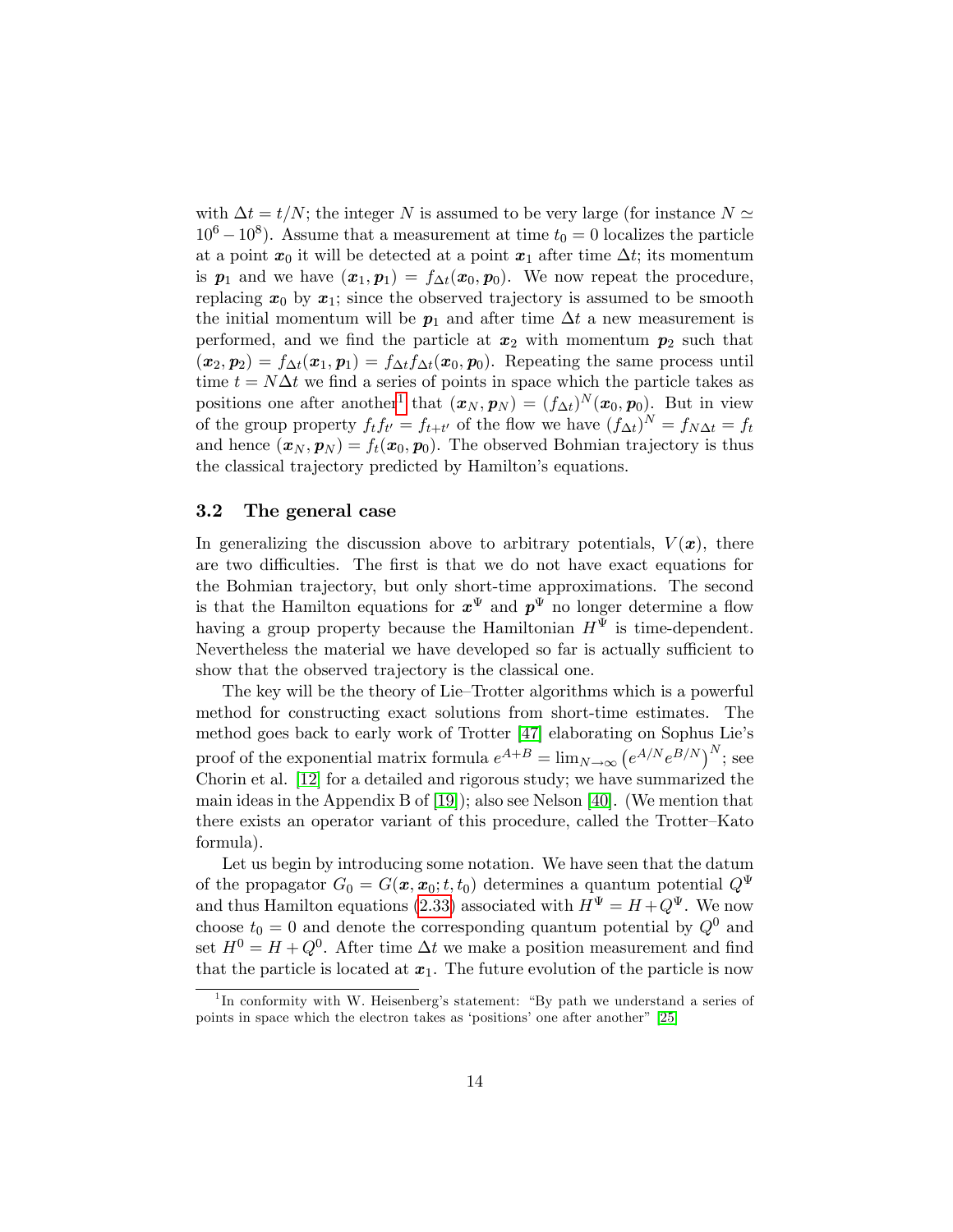with $\Delta t = t/N$; the integer $N$ is assumed to be very large (for instance $N \simeq 10^6 - 10^8$). Assume that a measurement at time $t_0 = 0$ localizes the particle at a point $\boldsymbol{x}_0$ it will be detected at a point $\boldsymbol{x}_1$ after time $\Delta t$; its momentum is $\boldsymbol{p}_1$ and we have $(\boldsymbol{x}_1, \boldsymbol{p}_1) = f_{\Delta t}(\boldsymbol{x}_0, \boldsymbol{p}_0)$. We now repeat the procedure, replacing $\boldsymbol{x}_0$ by $\boldsymbol{x}_1$; since the observed trajectory is assumed to be smooth the initial momentum will be $\boldsymbol{p}_1$ and after time $\Delta t$ a new measurement is performed, and we find the particle at $\boldsymbol{x}_2$ with momentum $\boldsymbol{p}_2$ such that $(\boldsymbol{x}_2, \boldsymbol{p}_2) = f_{\Delta t}(\boldsymbol{x}_1, \boldsymbol{p}_1) = f_{\Delta t} f_{\Delta t}(\boldsymbol{x}_0, \boldsymbol{p}_0)$. Repeating the same process until time $t = N\Delta t$ we find a series of points in space which the particle takes as positions one after another[1] that $(\boldsymbol{x}_N, \boldsymbol{p}_N) = (f_{\Delta t})^N(\boldsymbol{x}_0, \boldsymbol{p}_0)$. But in view of the group property $f_t f_{t'} = f_{t+t'}$ of the flow we have $(f_{\Delta t})^N = f_{N\Delta t} = f_t$ and hence $(\boldsymbol{x}_N, \boldsymbol{p}_N) = f_t(\boldsymbol{x}_0, \boldsymbol{p}_0)$. The observed Bohmian trajectory is thus the classical trajectory predicted by Hamilton's equations.

### 3.2 The general case

In generalizing the discussion above to arbitrary potentials, $V(\boldsymbol{x})$, there are two difficulties. The first is that we do not have exact equations for the Bohmian trajectory, but only short-time approximations. The second is that the Hamilton equations for $\boldsymbol{x}^\Psi$ and $\boldsymbol{p}^\Psi$ no longer determine a flow having a group property because the Hamiltonian $H^\Psi$ is time-dependent. Nevertheless the material we have developed so far is actually sufficient to show that the observed trajectory is the classical one.

The key will be the theory of Lie–Trotter algorithms which is a powerful method for constructing exact solutions from short-time estimates. The method goes back to early work of Trotter [47] elaborating on Sophus Lie's proof of the exponential matrix formula $e^{A+B} = \lim_{N\to\infty} \left(e^{A/N} e^{B/N}\right)^N$; see Chorin et al. [12] for a detailed and rigorous study; we have summarized the main ideas in the Appendix B of [19]); also see Nelson [40]. (We mention that there exists an operator variant of this procedure, called the Trotter–Kato formula).

Let us begin by introducing some notation. We have seen that the datum of the propagator $G_0 = G(\boldsymbol{x}, \boldsymbol{x}_0; t, t_0)$ determines a quantum potential $Q^\Psi$ and thus Hamilton equations (2.33) associated with $H^\Psi = H + Q^\Psi$. We now choose $t_0 = 0$ and denote the corresponding quantum potential by $Q^0$ and set $H^0 = H + Q^0$. After time $\Delta t$ we make a position measurement and find that the particle is located at $\boldsymbol{x}_1$. The future evolution of the particle is now

[1] In conformity with W. Heisenberg's statement: "By path we understand a series of points in space which the electron takes as 'positions' one after another" [25]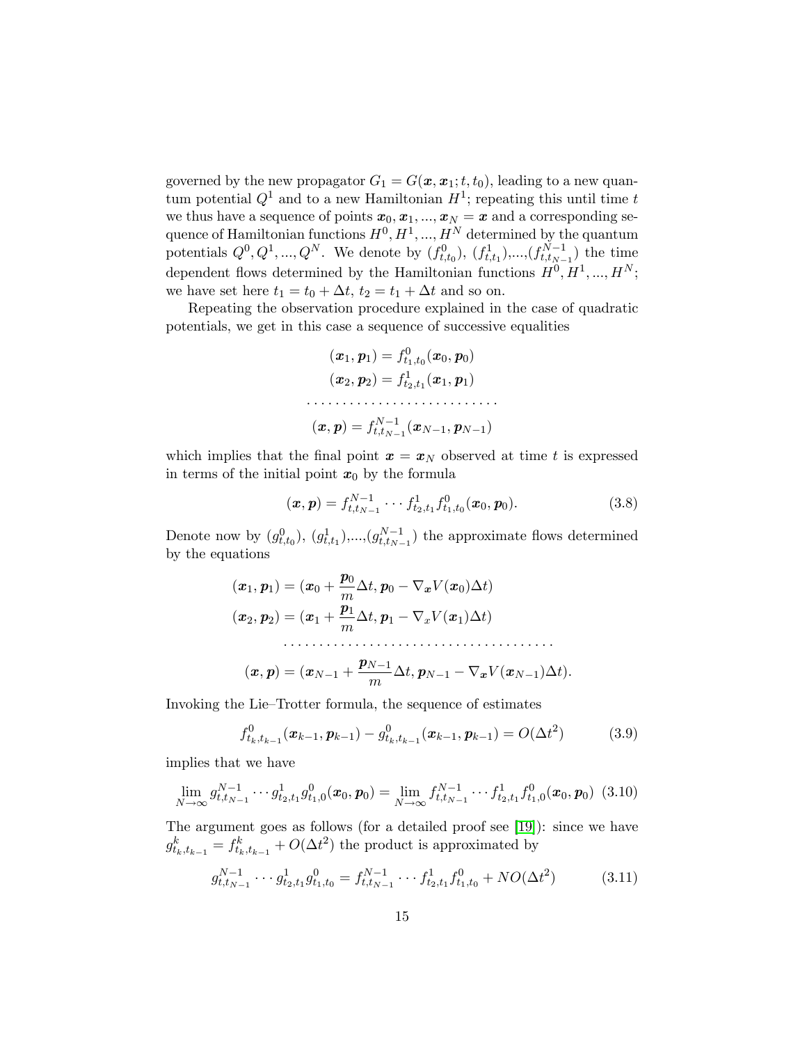governed by the new propagator $G_1 = G(\boldsymbol{x}, \boldsymbol{x}_1; t, t_0)$, leading to a new quantum potential $Q^1$ and to a new Hamiltonian $H^1$; repeating this until time $t$ we thus have a sequence of points $\boldsymbol{x}_0, \boldsymbol{x}_1, ..., \boldsymbol{x}_N = \boldsymbol{x}$ and a corresponding sequence of Hamiltonian functions $H^0, H^1, ..., H^N$ determined by the quantum potentials $Q^0, Q^1, ..., Q^N$. We denote by $(f^0_{t,t_0})$, $(f^1_{t,t_1})$,...,$(f^{N-1}_{t,t_{N-1}})$ the time dependent flows determined by the Hamiltonian functions $H^0, H^1, ..., H^N$; we have set here $t_1 = t_0 + \Delta t$, $t_2 = t_1 + \Delta t$ and so on.

Repeating the observation procedure explained in the case of quadratic potentials, we get in this case a sequence of successive equalities

$$
\begin{gathered}
(\boldsymbol{x}_1, \boldsymbol{p}_1) = f^0_{t_1,t_0}(\boldsymbol{x}_0, \boldsymbol{p}_0) \\
(\boldsymbol{x}_2, \boldsymbol{p}_2) = f^1_{t_2,t_1}(\boldsymbol{x}_1, \boldsymbol{p}_1) \\
\cdots\cdots\cdots\cdots\cdots\cdots\cdots\cdots \\
(\boldsymbol{x}, \boldsymbol{p}) = f^{N-1}_{t,t_{N-1}}(\boldsymbol{x}_{N-1}, \boldsymbol{p}_{N-1})
\end{gathered}
$$

which implies that the final point $\boldsymbol{x} = \boldsymbol{x}_N$ observed at time $t$ is expressed in terms of the initial point $\boldsymbol{x}_0$ by the formula

$$
(\boldsymbol{x}, \boldsymbol{p}) = f^{N-1}_{t,t_{N-1}} \cdots f^1_{t_2,t_1} f^0_{t_1,t_0}(\boldsymbol{x}_0, \boldsymbol{p}_0). \tag{3.8}
$$

Denote now by $(g^0_{t,t_0})$, $(g^1_{t,t_1})$,...,$(g^{N-1}_{t,t_{N-1}})$ the approximate flows determined by the equations

$$
\begin{gathered}
(\boldsymbol{x}_1, \boldsymbol{p}_1) = (\boldsymbol{x}_0 + \frac{\boldsymbol{p}_0}{m}\Delta t, \boldsymbol{p}_0 - \nabla_{\boldsymbol{x}} V(\boldsymbol{x}_0)\Delta t) \\
(\boldsymbol{x}_2, \boldsymbol{p}_2) = (\boldsymbol{x}_1 + \frac{\boldsymbol{p}_1}{m}\Delta t, \boldsymbol{p}_1 - \nabla_x V(\boldsymbol{x}_1)\Delta t) \\
\cdots\cdots\cdots\cdots\cdots\cdots\cdots\cdots\cdots\cdots\cdots \\
(\boldsymbol{x}, \boldsymbol{p}) = (\boldsymbol{x}_{N-1} + \frac{\boldsymbol{p}_{N-1}}{m}\Delta t, \boldsymbol{p}_{N-1} - \nabla_{\boldsymbol{x}} V(\boldsymbol{x}_{N-1})\Delta t).
\end{gathered}
$$

Invoking the Lie–Trotter formula, the sequence of estimates

$$
f^0_{t_k,t_{k-1}}(\boldsymbol{x}_{k-1}, \boldsymbol{p}_{k-1}) - g^0_{t_k,t_{k-1}}(\boldsymbol{x}_{k-1}, \boldsymbol{p}_{k-1}) = O(\Delta t^2) \tag{3.9}
$$

implies that we have

$$
\lim_{N\to\infty} g^{N-1}_{t,t_{N-1}} \cdots g^1_{t_2,t_1} g^0_{t_1,0}(\boldsymbol{x}_0, \boldsymbol{p}_0) = \lim_{N\to\infty} f^{N-1}_{t,t_{N-1}} \cdots f^1_{t_2,t_1} f^0_{t_1,0}(\boldsymbol{x}_0, \boldsymbol{p}_0) \tag{3.10}
$$

The argument goes as follows (for a detailed proof see [19]): since we have $g^k_{t_k,t_{k-1}} = f^k_{t_k,t_{k-1}} + O(\Delta t^2)$ the product is approximated by

$$
g^{N-1}_{t,t_{N-1}} \cdots g^1_{t_2,t_1} g^0_{t_1,t_0} = f^{N-1}_{t,t_{N-1}} \cdots f^1_{t_2,t_1} f^0_{t_1,t_0} + NO(\Delta t^2) \tag{3.11}
$$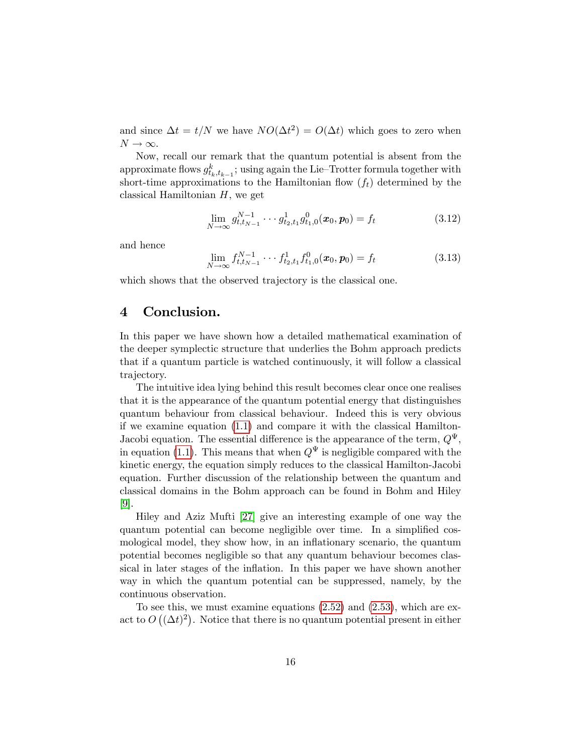and since $\Delta t = t/N$ we have $NO(\Delta t^2) = O(\Delta t)$ which goes to zero when $N \to \infty$.

Now, recall our remark that the quantum potential is absent from the approximate flows $g^k_{t_k,t_{k-1}}$; using again the Lie–Trotter formula together with short-time approximations to the Hamiltonian flow $(f_t)$ determined by the classical Hamiltonian $H$, we get

$$\lim_{N\to\infty} g^{N-1}_{t,t_{N-1}} \cdots g^1_{t_2,t_1} g^0_{t_1,0}(\boldsymbol{x}_0, \boldsymbol{p}_0) = f_t \tag{3.12}$$

and hence

$$\lim_{N\to\infty} f^{N-1}_{t,t_{N-1}} \cdots f^1_{t_2,t_1} f^0_{t_1,0}(\boldsymbol{x}_0, \boldsymbol{p}_0) = f_t \tag{3.13}$$

which shows that the observed trajectory is the classical one.

## 4 Conclusion.

In this paper we have shown how a detailed mathematical examination of the deeper symplectic structure that underlies the Bohm approach predicts that if a quantum particle is watched continuously, it will follow a classical trajectory.

The intuitive idea lying behind this result becomes clear once one realises that it is the appearance of the quantum potential energy that distinguishes quantum behaviour from classical behaviour. Indeed this is very obvious if we examine equation (1.1) and compare it with the classical Hamilton-Jacobi equation. The essential difference is the appearance of the term, $Q^\Psi$, in equation (1.1). This means that when $Q^\Psi$ is negligible compared with the kinetic energy, the equation simply reduces to the classical Hamilton-Jacobi equation. Further discussion of the relationship between the quantum and classical domains in the Bohm approach can be found in Bohm and Hiley [9].

Hiley and Aziz Mufti [27] give an interesting example of one way the quantum potential can become negligible over time. In a simplified cosmological model, they show how, in an inflationary scenario, the quantum potential becomes negligible so that any quantum behaviour becomes classical in later stages of the inflation. In this paper we have shown another way in which the quantum potential can be suppressed, namely, by the continuous observation.

To see this, we must examine equations (2.52) and (2.53), which are exact to $O\left((\Delta t)^2\right)$. Notice that there is no quantum potential present in either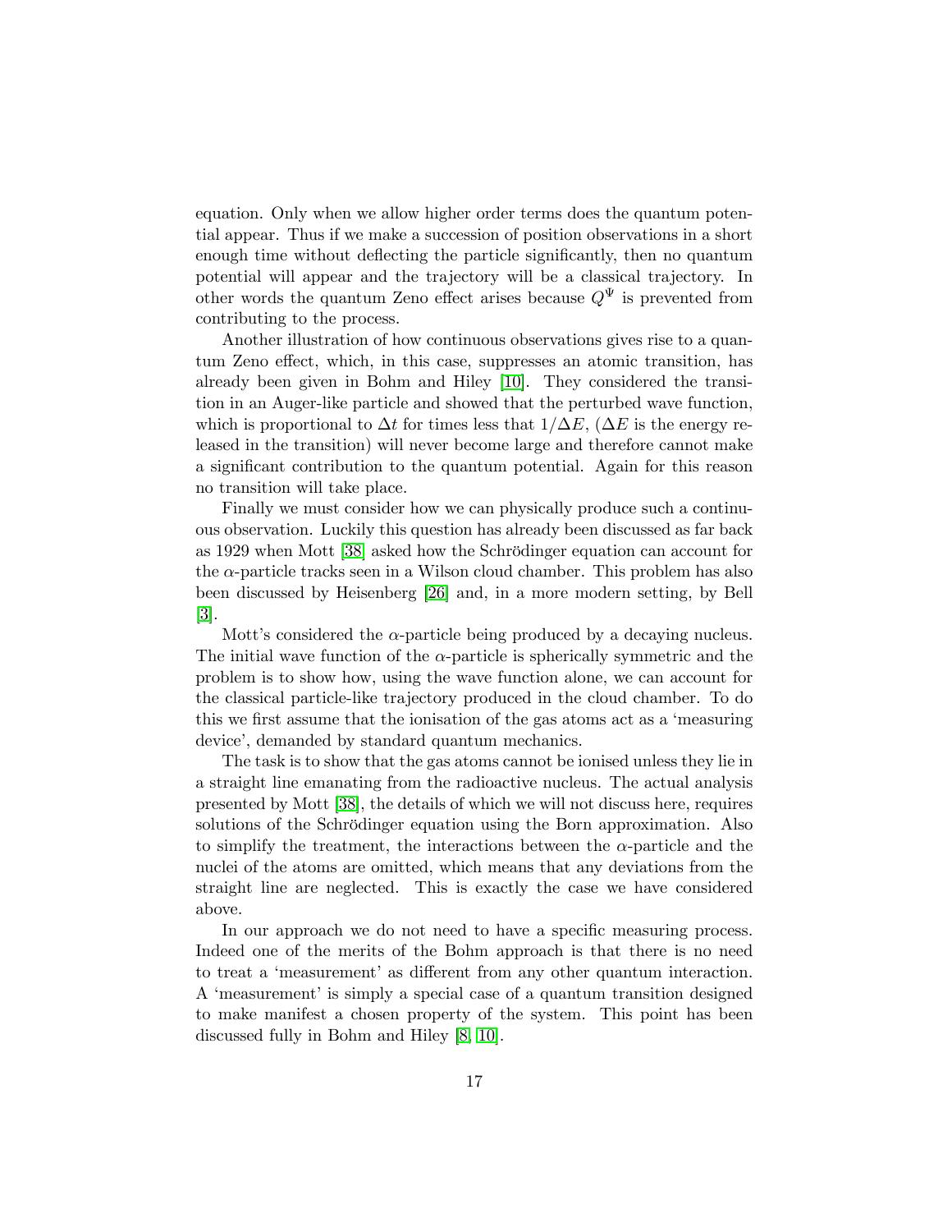equation. Only when we allow higher order terms does the quantum potential appear. Thus if we make a succession of position observations in a short enough time without deflecting the particle significantly, then no quantum potential will appear and the trajectory will be a classical trajectory. In other words the quantum Zeno effect arises because $Q^{\Psi}$ is prevented from contributing to the process.

Another illustration of how continuous observations gives rise to a quantum Zeno effect, which, in this case, suppresses an atomic transition, has already been given in Bohm and Hiley [10]. They considered the transition in an Auger-like particle and showed that the perturbed wave function, which is proportional to $\Delta t$ for times less that $1/\Delta E$, ($\Delta E$ is the energy released in the transition) will never become large and therefore cannot make a significant contribution to the quantum potential. Again for this reason no transition will take place.

Finally we must consider how we can physically produce such a continuous observation. Luckily this question has already been discussed as far back as 1929 when Mott [38] asked how the Schrödinger equation can account for the $\alpha$-particle tracks seen in a Wilson cloud chamber. This problem has also been discussed by Heisenberg [26] and, in a more modern setting, by Bell [3].

Mott's considered the $\alpha$-particle being produced by a decaying nucleus. The initial wave function of the $\alpha$-particle is spherically symmetric and the problem is to show how, using the wave function alone, we can account for the classical particle-like trajectory produced in the cloud chamber. To do this we first assume that the ionisation of the gas atoms act as a 'measuring device', demanded by standard quantum mechanics.

The task is to show that the gas atoms cannot be ionised unless they lie in a straight line emanating from the radioactive nucleus. The actual analysis presented by Mott [38], the details of which we will not discuss here, requires solutions of the Schrödinger equation using the Born approximation. Also to simplify the treatment, the interactions between the $\alpha$-particle and the nuclei of the atoms are omitted, which means that any deviations from the straight line are neglected. This is exactly the case we have considered above.

In our approach we do not need to have a specific measuring process. Indeed one of the merits of the Bohm approach is that there is no need to treat a 'measurement' as different from any other quantum interaction. A 'measurement' is simply a special case of a quantum transition designed to make manifest a chosen property of the system. This point has been discussed fully in Bohm and Hiley [8, 10].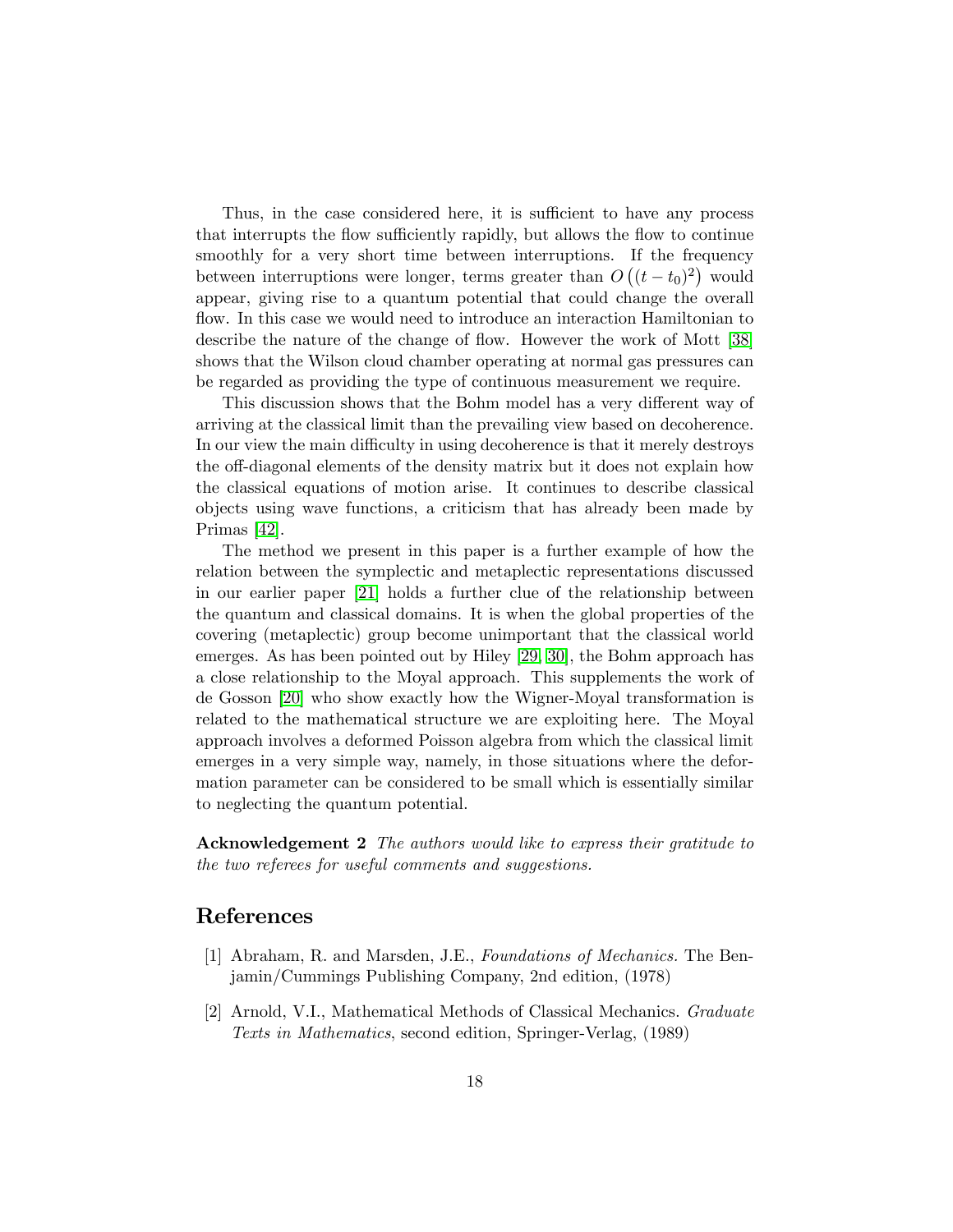Thus, in the case considered here, it is sufficient to have any process that interrupts the flow sufficiently rapidly, but allows the flow to continue smoothly for a very short time between interruptions. If the frequency between interruptions were longer, terms greater than $O\left((t-t_0)^2\right)$ would appear, giving rise to a quantum potential that could change the overall flow. In this case we would need to introduce an interaction Hamiltonian to describe the nature of the change of flow. However the work of Mott [38] shows that the Wilson cloud chamber operating at normal gas pressures can be regarded as providing the type of continuous measurement we require.

This discussion shows that the Bohm model has a very different way of arriving at the classical limit than the prevailing view based on decoherence. In our view the main difficulty in using decoherence is that it merely destroys the off-diagonal elements of the density matrix but it does not explain how the classical equations of motion arise. It continues to describe classical objects using wave functions, a criticism that has already been made by Primas [42].

The method we present in this paper is a further example of how the relation between the symplectic and metaplectic representations discussed in our earlier paper [21] holds a further clue of the relationship between the quantum and classical domains. It is when the global properties of the covering (metaplectic) group become unimportant that the classical world emerges. As has been pointed out by Hiley [29, 30], the Bohm approach has a close relationship to the Moyal approach. This supplements the work of de Gosson [20] who show exactly how the Wigner-Moyal transformation is related to the mathematical structure we are exploiting here. The Moyal approach involves a deformed Poisson algebra from which the classical limit emerges in a very simple way, namely, in those situations where the deformation parameter can be considered to be small which is essentially similar to neglecting the quantum potential.

**Acknowledgement 2** *The authors would like to express their gratitude to the two referees for useful comments and suggestions.*

## References

[1] Abraham, R. and Marsden, J.E., *Foundations of Mechanics.* The Benjamin/Cummings Publishing Company, 2nd edition, (1978)

[2] Arnold, V.I., Mathematical Methods of Classical Mechanics. *Graduate Texts in Mathematics*, second edition, Springer-Verlag, (1989)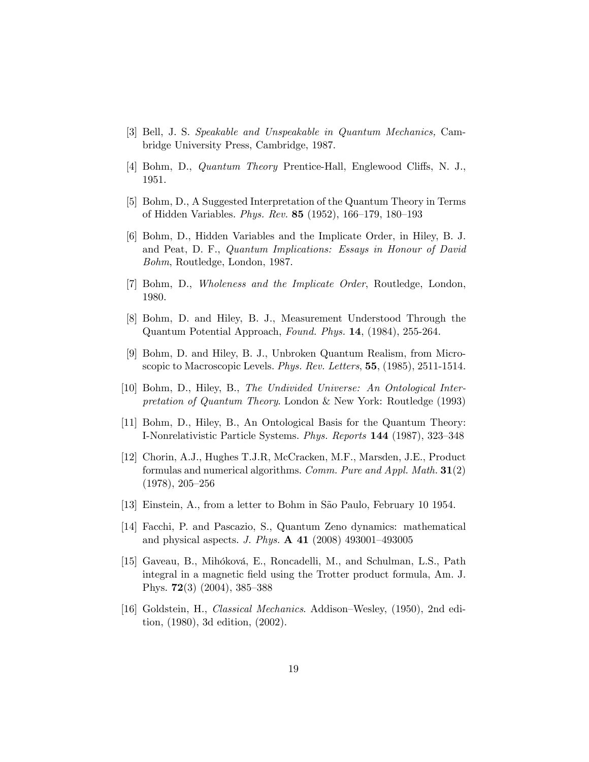[3] Bell, J. S. *Speakable and Unspeakable in Quantum Mechanics,* Cambridge University Press, Cambridge, 1987.

[4] Bohm, D., *Quantum Theory* Prentice-Hall, Englewood Cliffs, N. J., 1951.

[5] Bohm, D., A Suggested Interpretation of the Quantum Theory in Terms of Hidden Variables. *Phys. Rev.* **85** (1952), 166–179, 180–193

[6] Bohm, D., Hidden Variables and the Implicate Order, in Hiley, B. J. and Peat, D. F., *Quantum Implications: Essays in Honour of David Bohm*, Routledge, London, 1987.

[7] Bohm, D., *Wholeness and the Implicate Order*, Routledge, London, 1980.

[8] Bohm, D. and Hiley, B. J., Measurement Understood Through the Quantum Potential Approach, *Found. Phys.* **14**, (1984), 255-264.

[9] Bohm, D. and Hiley, B. J., Unbroken Quantum Realism, from Microscopic to Macroscopic Levels. *Phys. Rev. Letters*, **55**, (1985), 2511-1514.

[10] Bohm, D., Hiley, B., *The Undivided Universe: An Ontological Interpretation of Quantum Theory*. London & New York: Routledge (1993)

[11] Bohm, D., Hiley, B., An Ontological Basis for the Quantum Theory: I-Nonrelativistic Particle Systems. *Phys. Reports* **144** (1987), 323–348

[12] Chorin, A.J., Hughes T.J.R, McCracken, M.F., Marsden, J.E., Product formulas and numerical algorithms. *Comm. Pure and Appl. Math.* **31**(2) (1978), 205–256

[13] Einstein, A., from a letter to Bohm in São Paulo, February 10 1954.

[14] Facchi, P. and Pascazio, S., Quantum Zeno dynamics: mathematical and physical aspects. *J. Phys.* **A 41** (2008) 493001–493005

[15] Gaveau, B., Mihóková, E., Roncadelli, M., and Schulman, L.S., Path integral in a magnetic field using the Trotter product formula, Am. J. Phys. **72**(3) (2004), 385–388

[16] Goldstein, H., *Classical Mechanics*. Addison–Wesley, (1950), 2nd edition, (1980), 3d edition, (2002).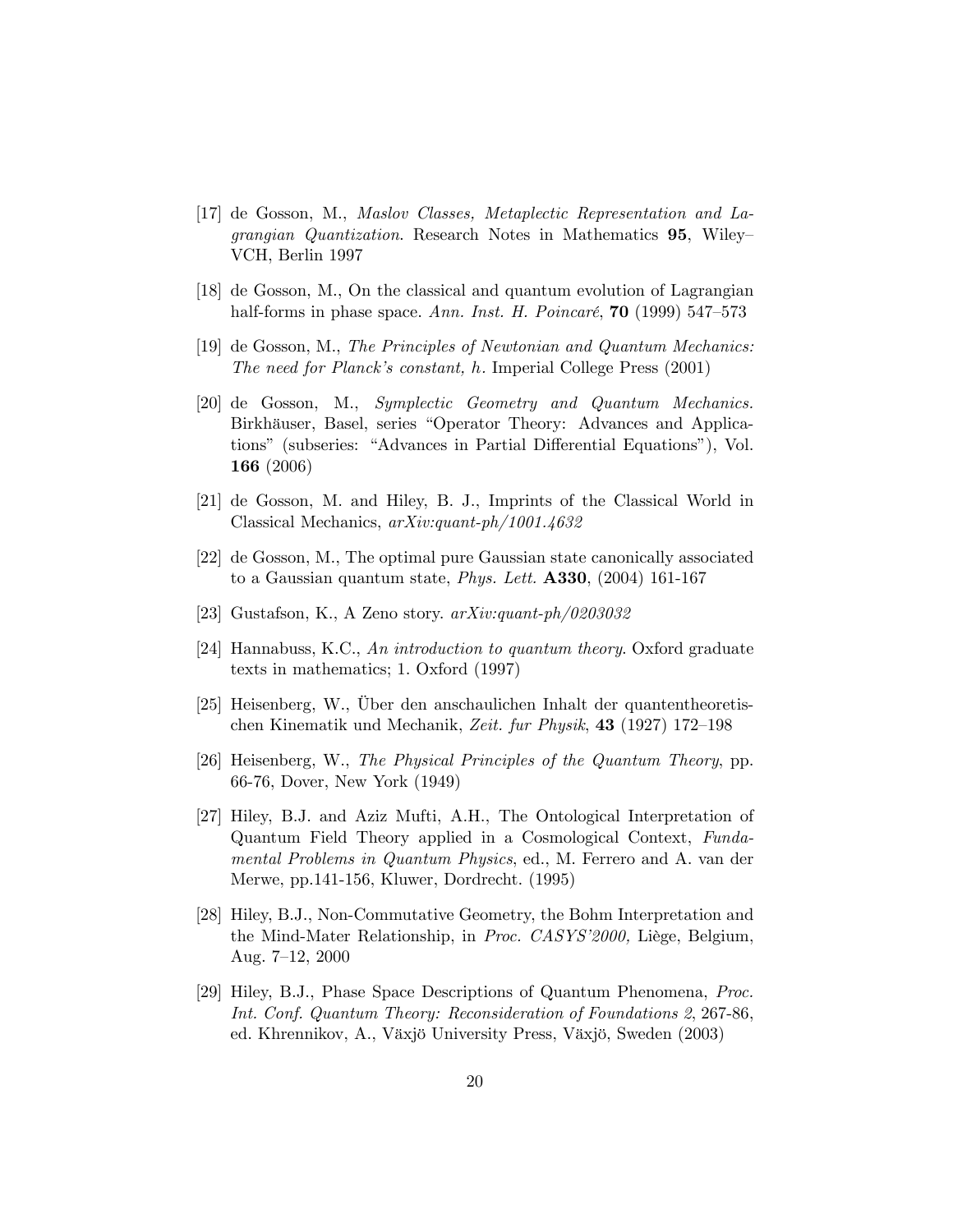[17] de Gosson, M., *Maslov Classes, Metaplectic Representation and Lagrangian Quantization*. Research Notes in Mathematics **95**, Wiley–VCH, Berlin 1997

[18] de Gosson, M., On the classical and quantum evolution of Lagrangian half-forms in phase space. *Ann. Inst. H. Poincaré*, **70** (1999) 547–573

[19] de Gosson, M., *The Principles of Newtonian and Quantum Mechanics: The need for Planck's constant, h.* Imperial College Press (2001)

[20] de Gosson, M., *Symplectic Geometry and Quantum Mechanics.* Birkhäuser, Basel, series "Operator Theory: Advances and Applications" (subseries: "Advances in Partial Differential Equations"), Vol. **166** (2006)

[21] de Gosson, M. and Hiley, B. J., Imprints of the Classical World in Classical Mechanics, *arXiv:quant-ph/1001.4632*

[22] de Gosson, M., The optimal pure Gaussian state canonically associated to a Gaussian quantum state, *Phys. Lett.* **A330**, (2004) 161-167

[23] Gustafson, K., A Zeno story. *arXiv:quant-ph/0203032*

[24] Hannabuss, K.C., *An introduction to quantum theory*. Oxford graduate texts in mathematics; 1. Oxford (1997)

[25] Heisenberg, W., Über den anschaulichen Inhalt der quantentheoretischen Kinematik und Mechanik, *Zeit. fur Physik*, **43** (1927) 172–198

[26] Heisenberg, W., *The Physical Principles of the Quantum Theory*, pp. 66-76, Dover, New York (1949)

[27] Hiley, B.J. and Aziz Mufti, A.H., The Ontological Interpretation of Quantum Field Theory applied in a Cosmological Context, *Fundamental Problems in Quantum Physics*, ed., M. Ferrero and A. van der Merwe, pp.141-156, Kluwer, Dordrecht. (1995)

[28] Hiley, B.J., Non-Commutative Geometry, the Bohm Interpretation and the Mind-Mater Relationship, in *Proc. CASYS'2000,* Liège, Belgium, Aug. 7–12, 2000

[29] Hiley, B.J., Phase Space Descriptions of Quantum Phenomena, *Proc. Int. Conf. Quantum Theory: Reconsideration of Foundations 2*, 267-86, ed. Khrennikov, A., Växjö University Press, Växjö, Sweden (2003)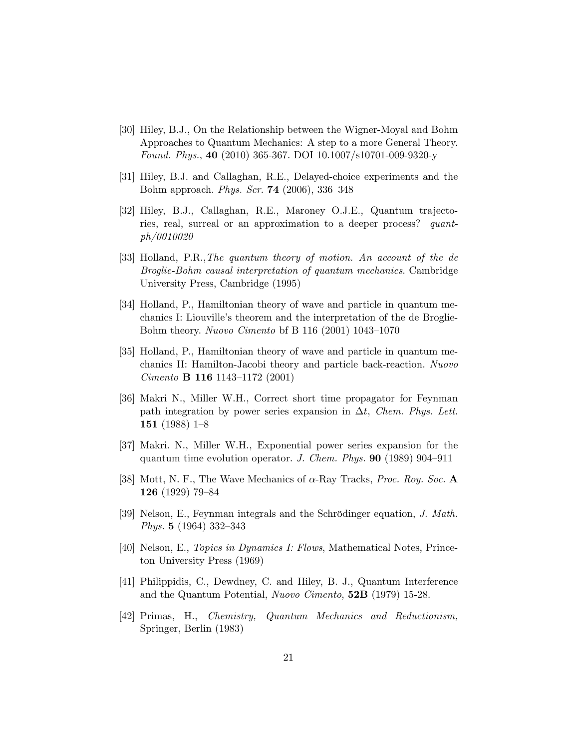[30] Hiley, B.J., On the Relationship between the Wigner-Moyal and Bohm Approaches to Quantum Mechanics: A step to a more General Theory. *Found. Phys.*, **40** (2010) 365-367. DOI 10.1007/s10701-009-9320-y

[31] Hiley, B.J. and Callaghan, R.E., Delayed-choice experiments and the Bohm approach. *Phys. Scr.* **74** (2006), 336–348

[32] Hiley, B.J., Callaghan, R.E., Maroney O.J.E., Quantum trajectories, real, surreal or an approximation to a deeper process? *quant-ph/0010020*

[33] Holland, P.R., *The quantum theory of motion. An account of the de Broglie-Bohm causal interpretation of quantum mechanics*. Cambridge University Press, Cambridge (1995)

[34] Holland, P., Hamiltonian theory of wave and particle in quantum mechanics I: Liouville's theorem and the interpretation of the de Broglie-Bohm theory. *Nuovo Cimento* bf B 116 (2001) 1043–1070

[35] Holland, P., Hamiltonian theory of wave and particle in quantum mechanics II: Hamilton-Jacobi theory and particle back-reaction. *Nuovo Cimento* **B 116** 1143–1172 (2001)

[36] Makri N., Miller W.H., Correct short time propagator for Feynman path integration by power series expansion in $\Delta t$, *Chem. Phys. Lett.* **151** (1988) 1–8

[37] Makri. N., Miller W.H., Exponential power series expansion for the quantum time evolution operator. *J. Chem. Phys.* **90** (1989) 904–911

[38] Mott, N. F., The Wave Mechanics of $\alpha$-Ray Tracks, *Proc. Roy. Soc.* **A 126** (1929) 79–84

[39] Nelson, E., Feynman integrals and the Schrödinger equation, *J. Math. Phys.* **5** (1964) 332–343

[40] Nelson, E., *Topics in Dynamics I: Flows*, Mathematical Notes, Princeton University Press (1969)

[41] Philippidis, C., Dewdney, C. and Hiley, B. J., Quantum Interference and the Quantum Potential, *Nuovo Cimento*, **52B** (1979) 15-28.

[42] Primas, H., *Chemistry, Quantum Mechanics and Reductionism,* Springer, Berlin (1983)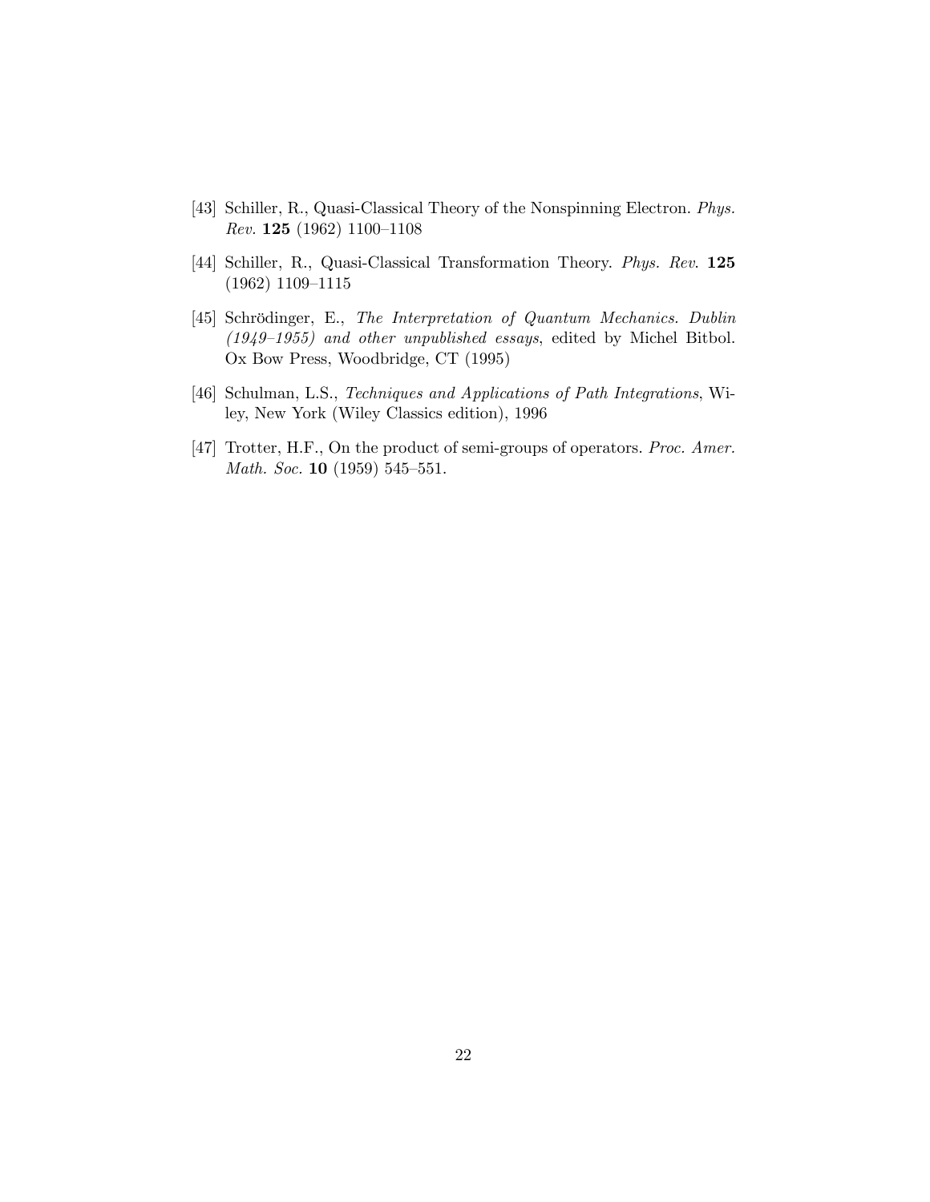[43] Schiller, R., Quasi-Classical Theory of the Nonspinning Electron. *Phys. Rev.* **125** (1962) 1100–1108

[44] Schiller, R., Quasi-Classical Transformation Theory. *Phys. Rev.* **125** (1962) 1109–1115

[45] Schrödinger, E., *The Interpretation of Quantum Mechanics. Dublin (1949–1955) and other unpublished essays*, edited by Michel Bitbol. Ox Bow Press, Woodbridge, CT (1995)

[46] Schulman, L.S., *Techniques and Applications of Path Integrations*, Wiley, New York (Wiley Classics edition), 1996

[47] Trotter, H.F., On the product of semi-groups of operators. *Proc. Amer. Math. Soc.* **10** (1959) 545–551.